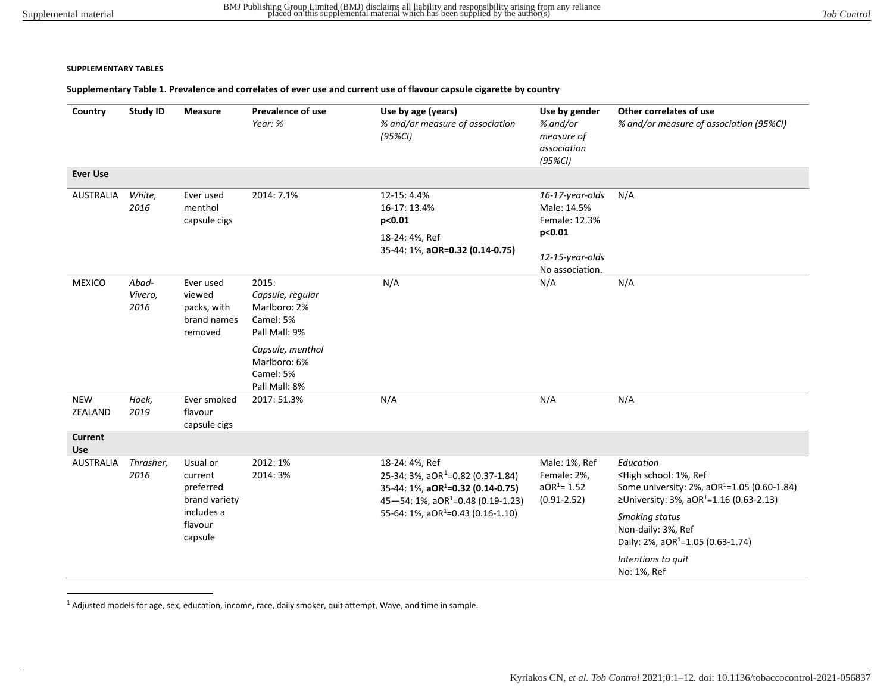**SUPPLEMENTARY TABLES**

**Supplementary Table 1. Prevalence and correlates of ever use and current use of flavour capsule cigarette by country**

| Country | Study ID | Measure | Prevalence of use<br>*Year: %* | Use by age (years)<br>*% and/or measure of association (95%CI)* | Use by gender<br>*% and/or measure of association (95%CI)* | Other correlates of use<br>*% and/or measure of association (95%CI)* |
|---|---|---|---|---|---|---|
| **Ever Use** | | | | | | |
| AUSTRALIA | *White, 2016* | Ever used menthol capsule cigs | 2014: 7.1% | 12-15: 4.4%<br>16-17: 13.4%<br>**p<0.01**<br>18-24: 4%, Ref<br>35-44: 1%, **aOR=0.32 (0.14-0.75)** | *16-17-year-olds*<br>Male: 14.5%<br>Female: 12.3%<br>**p<0.01**<br>*12-15-year-olds*<br>No association. | N/A |
| MEXICO | *Abad-Vivero, 2016* | Ever used viewed packs, with brand names removed | 2015:<br>*Capsule, regular*<br>Marlboro: 2%<br>Camel: 5%<br>Pall Mall: 9%<br>*Capsule, menthol*<br>Marlboro: 6%<br>Camel: 5%<br>Pall Mall: 8% | N/A | N/A | N/A |
| NEW ZEALAND | *Hoek, 2019* | Ever smoked flavour capsule cigs | 2017: 51.3% | N/A | N/A | N/A |
| **Current Use** | | | | | | |
| AUSTRALIA | *Thrasher, 2016* | Usual or current preferred brand variety includes a flavour capsule | 2012: 1%<br>2014: 3% | 18-24: 4%, Ref<br>25-34: 3%, aOR[1]=0.82 (0.37-1.84)<br>35-44: 1%, **aOR[1]=0.32 (0.14-0.75)**<br>45—54: 1%, aOR[1]=0.48 (0.19-1.23)<br>55-64: 1%, aOR[1]=0.43 (0.16-1.10) | Male: 1%, Ref<br>Female: 2%, aOR[1]= 1.52 (0.91-2.52) | *Education*<br>≤High school: 1%, Ref<br>Some university: 2%, aOR[1]=1.05 (0.60-1.84)<br>≥University: 3%, aOR[1]=1.16 (0.63-2.13)<br>*Smoking status*<br>Non-daily: 3%, Ref<br>Daily: 2%, aOR[1]=1.05 (0.63-1.74)<br>*Intentions to quit*<br>No: 1%, Ref |

[1] Adjusted models for age, sex, education, income, race, daily smoker, quit attempt, Wave, and time in sample.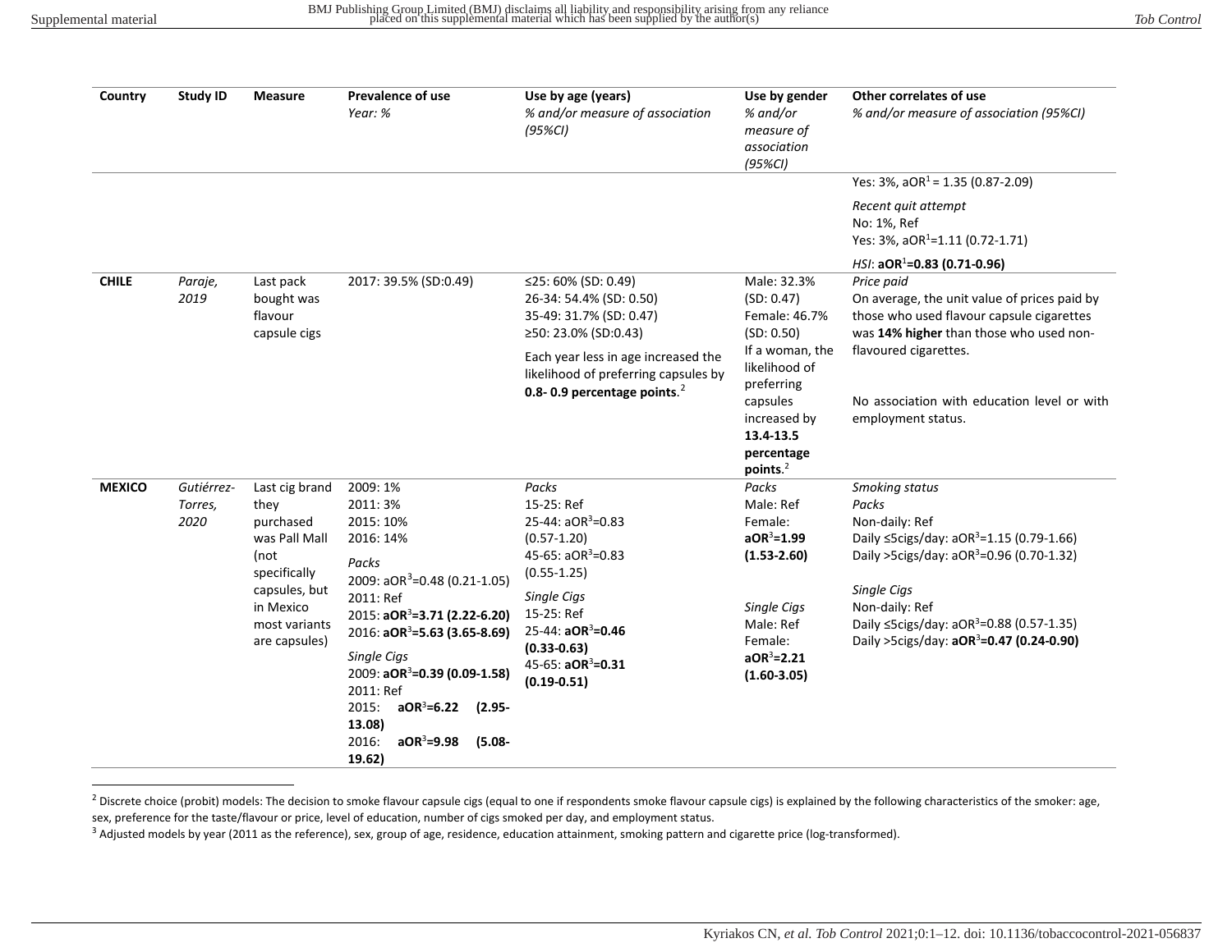| Country | Study ID | Measure | Prevalence of use *Year: %* | Use by age (years) *% and/or measure of association (95%CI)* | Use by gender *% and/or measure of association (95%CI)* | Other correlates of use *% and/or measure of association (95%CI)* |
|---|---|---|---|---|---|---|
| | | | | | | Yes: 3%, aOR[1] = 1.35 (0.87-2.09)<br>*Recent quit attempt*<br>No: 1%, Ref<br>Yes: 3%, aOR[1]=1.11 (0.72-1.71)<br>*HSI*: **aOR[1]=0.83 (0.71-0.96)** |
| **CHILE** | *Paraje, 2019* | Last pack bought was flavour capsule cigs | 2017: 39.5% (SD:0.49) | ≤25: 60% (SD: 0.49)<br>26-34: 54.4% (SD: 0.50)<br>35-49: 31.7% (SD: 0.47)<br>≥50: 23.0% (SD:0.43)<br>Each year less in age increased the likelihood of preferring capsules by **0.8- 0.9 percentage points**.[2] | Male: 32.3% (SD: 0.47)<br>Female: 46.7% (SD: 0.50)<br>If a woman, the likelihood of preferring capsules increased by **13.4-13.5 percentage points**.[2] | *Price paid*<br>On average, the unit value of prices paid by those who used flavour capsule cigarettes was **14% higher** than those who used non-flavoured cigarettes.<br>No association with education level or with employment status. |
| **MEXICO** | *Gutiérrez-Torres, 2020* | Last cig brand they purchased was Pall Mall (not specifically capsules, but in Mexico most variants are capsules) | 2009: 1%<br>2011: 3%<br>2015: 10%<br>2016: 14%<br>*Packs*<br>2009: aOR[3]=0.48 (0.21-1.05)<br>2011: Ref<br>2015: **aOR[3]=3.71 (2.22-6.20)**<br>2016: **aOR[3]=5.63 (3.65-8.69)**<br>*Single Cigs*<br>2009: **aOR[3]=0.39 (0.09-1.58)**<br>2011: Ref<br>2015: **aOR[3]=6.22 (2.95-13.08)**<br>2016: **aOR[3]=9.98 (5.08-19.62)** | *Packs*<br>15-25: Ref<br>25-44: aOR[3]=0.83 (0.57-1.20)<br>45-65: aOR[3]=0.83 (0.55-1.25)<br>*Single Cigs*<br>15-25: Ref<br>25-44: **aOR[3]=0.46 (0.33-0.63)**<br>45-65: **aOR[3]=0.31 (0.19-0.51)** | *Packs*<br>Male: Ref<br>Female: **aOR[3]=1.99 (1.53-2.60)**<br>*Single Cigs*<br>Male: Ref<br>Female: **aOR[3]=2.21 (1.60-3.05)** | *Smoking status*<br>*Packs*<br>Non-daily: Ref<br>Daily ≤5cigs/day: aOR[3]=1.15 (0.79-1.66)<br>Daily >5cigs/day: aOR[3]=0.96 (0.70-1.32)<br>*Single Cigs*<br>Non-daily: Ref<br>Daily ≤5cigs/day: aOR[3]=0.88 (0.57-1.35)<br>Daily >5cigs/day: **aOR[3]=0.47 (0.24-0.90)** |

[2] Discrete choice (probit) models: The decision to smoke flavour capsule cigs (equal to one if respondents smoke flavour capsule cigs) is explained by the following characteristics of the smoker: age, sex, preference for the taste/flavour or price, level of education, number of cigs smoked per day, and employment status.

[3] Adjusted models by year (2011 as the reference), sex, group of age, residence, education attainment, smoking pattern and cigarette price (log-transformed).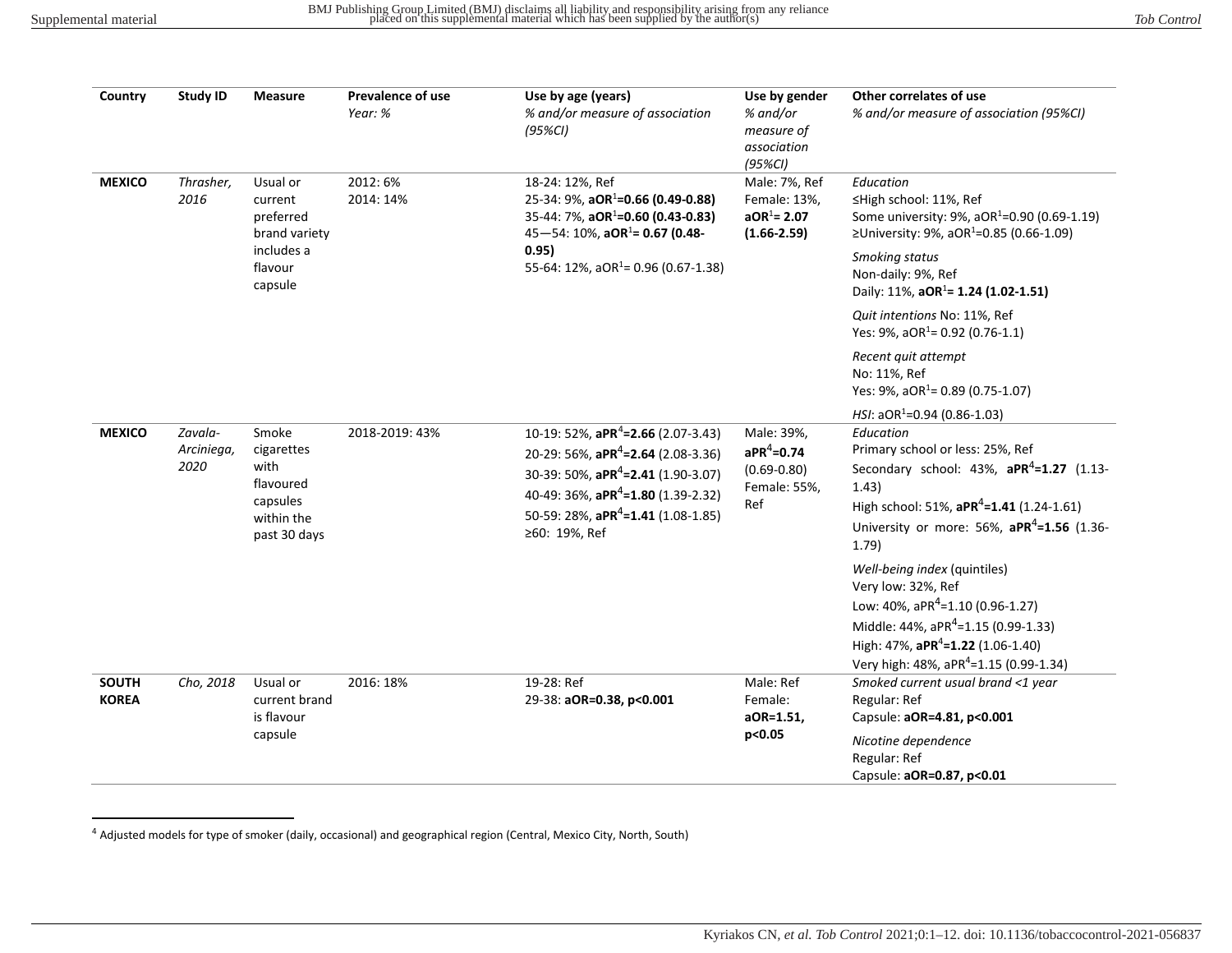| Country | Study ID | Measure | Prevalence of use<br>*Year: %* | Use by age (years)<br>*% and/or measure of association (95%CI)* | Use by gender<br>*% and/or measure of association (95%CI)* | Other correlates of use<br>*% and/or measure of association (95%CI)* |
|---|---|---|---|---|---|---|
| **MEXICO** | *Thrasher, 2016* | Usual or current preferred brand variety includes a flavour capsule | 2012: 6%<br>2014: 14% | 18-24: 12%, Ref<br>25-34: 9%, **aOR[1]=0.66 (0.49-0.88)**<br>35-44: 7%, **aOR[1]=0.60 (0.43-0.83)**<br>45—54: 10%, **aOR[1]= 0.67 (0.48-0.95)**<br>55-64: 12%, aOR[1]= 0.96 (0.67-1.38) | Male: 7%, Ref<br>Female: 13%, **aOR[1]= 2.07 (1.66-2.59)** | *Education*<br>≤High school: 11%, Ref<br>Some university: 9%, aOR[1]=0.90 (0.69-1.19)<br>≥University: 9%, aOR[1]=0.85 (0.66-1.09)<br>*Smoking status*<br>Non-daily: 9%, Ref<br>Daily: 11%, **aOR[1]= 1.24 (1.02-1.51)**<br>*Quit intentions* No: 11%, Ref<br>Yes: 9%, aOR[1]= 0.92 (0.76-1.1)<br>*Recent quit attempt*<br>No: 11%, Ref<br>Yes: 9%, aOR[1]= 0.89 (0.75-1.07)<br>*HSI*: aOR[1]=0.94 (0.86-1.03) |
| **MEXICO** | *Zavala-Arciniega, 2020* | Smoke cigarettes with flavoured capsules within the past 30 days | 2018-2019: 43% | 10-19: 52%, **aPR[4]=2.66** (2.07-3.43)<br>20-29: 56%, **aPR[4]=2.64** (2.08-3.36)<br>30-39: 50%, **aPR[4]=2.41** (1.90-3.07)<br>40-49: 36%, **aPR[4]=1.80** (1.39-2.32)<br>50-59: 28%, **aPR[4]=1.41** (1.08-1.85)<br>≥60: 19%, Ref | Male: 39%, **aPR[4]=0.74** (0.69-0.80)<br>Female: 55%, Ref | *Education*<br>Primary school or less: 25%, Ref<br>Secondary school: 43%, **aPR[4]=1.27** (1.13-1.43)<br>High school: 51%, **aPR[4]=1.41** (1.24-1.61)<br>University or more: 56%, **aPR[4]=1.56** (1.36-1.79)<br>*Well-being index* (quintiles)<br>Very low: 32%, Ref<br>Low: 40%, aPR[4]=1.10 (0.96-1.27)<br>Middle: 44%, aPR[4]=1.15 (0.99-1.33)<br>High: 47%, **aPR[4]=1.22** (1.06-1.40)<br>Very high: 48%, aPR[4]=1.15 (0.99-1.34) |
| **SOUTH KOREA** | *Cho, 2018* | Usual or current brand is flavour capsule | 2016: 18% | 19-28: Ref<br>29-38: **aOR=0.38, p<0.001** | Male: Ref<br>Female: **aOR=1.51, p<0.05** | *Smoked current usual brand <1 year*<br>Regular: Ref<br>Capsule: **aOR=4.81, p<0.001**<br>*Nicotine dependence*<br>Regular: Ref<br>Capsule: **aOR=0.87, p<0.01** |

[4] Adjusted models for type of smoker (daily, occasional) and geographical region (Central, Mexico City, North, South)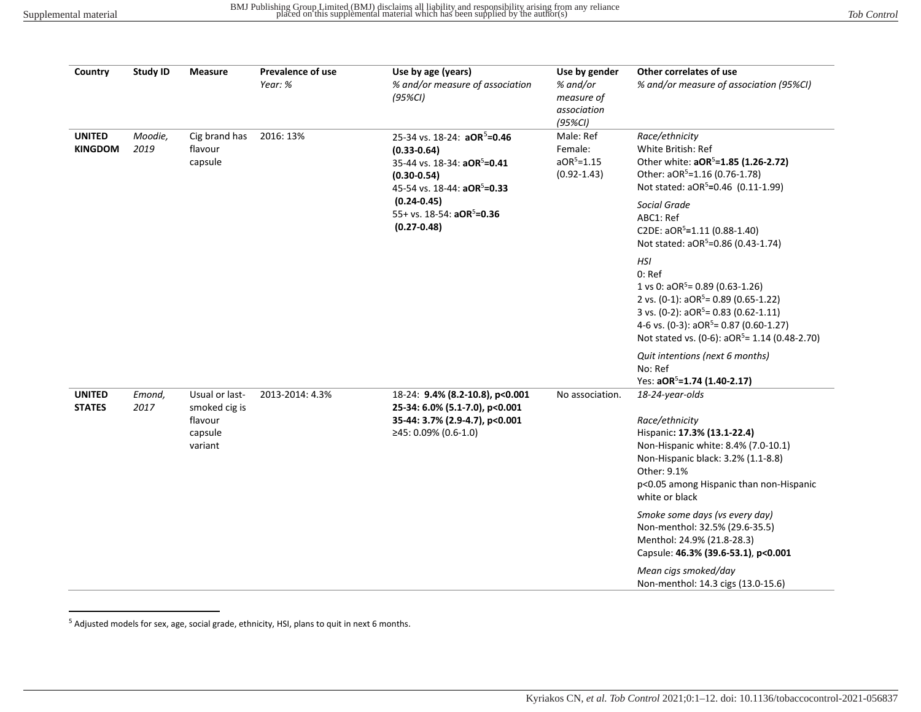| Country | Study ID | Measure | Prevalence of use *Year: %* | Use by age (years) *% and/or measure of association (95%CI)* | Use by gender *% and/or measure of association (95%CI)* | Other correlates of use *% and/or measure of association (95%CI)* |
|---|---|---|---|---|---|---|
| **UNITED KINGDOM** | *Moodie, 2019* | Cig brand has flavour capsule | 2016: 13% | 25-34 vs. 18-24: **aOR[5]=0.46 (0.33-0.64)**<br>35-44 vs. 18-34: **aOR[5]=0.41 (0.30-0.54)**<br>45-54 vs. 18-44: **aOR[5]=0.33 (0.24-0.45)**<br>55+ vs. 18-54: **aOR[5]=0.36 (0.27-0.48)** | Male: Ref<br>Female: aOR[5]=1.15 (0.92-1.43) | *Race/ethnicity*<br>White British: Ref<br>Other white: **aOR[5]=1.85 (1.26-2.72)**<br>Other: aOR[5]=1.16 (0.76-1.78)<br>Not stated: aOR[5]=0.46 (0.11-1.99)<br>*Social Grade*<br>ABC1: Ref<br>C2DE: aOR[5]=1.11 (0.88-1.40)<br>Not stated: aOR[5]=0.86 (0.43-1.74)<br>*HSI*<br>0: Ref<br>1 vs 0: aOR[5]= 0.89 (0.63-1.26)<br>2 vs. (0-1): aOR[5]= 0.89 (0.65-1.22)<br>3 vs. (0-2): aOR[5]= 0.83 (0.62-1.11)<br>4-6 vs. (0-3): aOR[5]= 0.87 (0.60-1.27)<br>Not stated vs. (0-6): aOR[5]= 1.14 (0.48-2.70)<br>*Quit intentions (next 6 months)*<br>No: Ref<br>Yes: **aOR[5]=1.74 (1.40-2.17)** |
| **UNITED STATES** | *Emond, 2017* | Usual or last-smoked cig is flavour capsule variant | 2013-2014: 4.3% | 18-24: **9.4% (8.2-10.8), p<0.001**<br>**25-34: 6.0% (5.1-7.0), p<0.001**<br>**35-44: 3.7% (2.9-4.7), p<0.001**<br>≥45: 0.09% (0.6-1.0) | No association. | *18-24-year-olds*<br><br>*Race/ethnicity*<br>Hispanic**: 17.3% (13.1-22.4)**<br>Non-Hispanic white: 8.4% (7.0-10.1)<br>Non-Hispanic black: 3.2% (1.1-8.8)<br>Other: 9.1%<br>p<0.05 among Hispanic than non-Hispanic white or black<br>*Smoke some days (vs every day)*<br>Non-menthol: 32.5% (29.6-35.5)<br>Menthol: 24.9% (21.8-28.3)<br>Capsule: **46.3% (39.6-53.1)**, **p<0.001**<br>*Mean cigs smoked/day*<br>Non-menthol: 14.3 cigs (13.0-15.6) |

[5] Adjusted models for sex, age, social grade, ethnicity, HSI, plans to quit in next 6 months.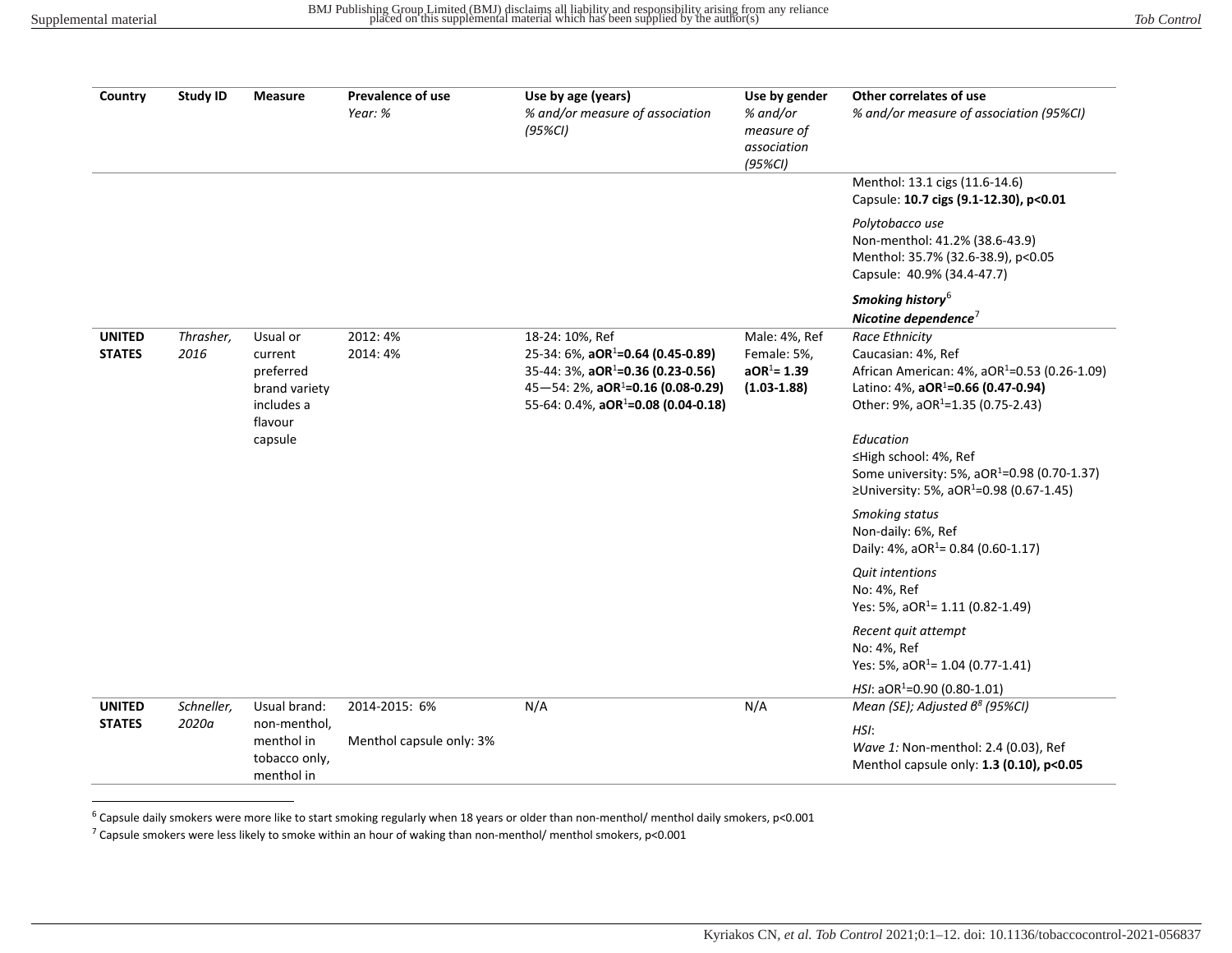| Country | Study ID | Measure | Prevalence of use *Year: %* | Use by age (years) *% and/or measure of association (95%CI)* | Use by gender *% and/or measure of association (95%CI)* | Other correlates of use *% and/or measure of association (95%CI)* |
|---|---|---|---|---|---|---|
| | | | | | | Menthol: 13.1 cigs (11.6-14.6)<br>Capsule: **10.7 cigs (9.1-12.30), p<0.01**<br><br>*Polytobacco use*<br>Non-menthol: 41.2% (38.6-43.9)<br>Menthol: 35.7% (32.6-38.9), p<0.05<br>Capsule: 40.9% (34.4-47.7)<br><br>***Smoking history***[6]<br>***Nicotine dependence***[7] |
| **UNITED STATES** | *Thrasher, 2016* | Usual or current preferred brand variety includes a flavour capsule | 2012: 4%<br>2014: 4% | 18-24: 10%, Ref<br>25-34: 6%, **aOR[1]=0.64 (0.45-0.89)**<br>35-44: 3%, **aOR[1]=0.36 (0.23-0.56)**<br>45—54: 2%, **aOR[1]=0.16 (0.08-0.29)**<br>55-64: 0.4%, **aOR[1]=0.08 (0.04-0.18)** | Male: 4%, Ref<br>Female: 5%, **aOR[1]= 1.39 (1.03-1.88)** | *Race Ethnicity*<br>Caucasian: 4%, Ref<br>African American: 4%, aOR[1]=0.53 (0.26-1.09)<br>Latino: 4%, **aOR[1]=0.66 (0.47-0.94)**<br>Other: 9%, aOR[1]=1.35 (0.75-2.43)<br><br>*Education*<br>≤High school: 4%, Ref<br>Some university: 5%, aOR[1]=0.98 (0.70-1.37)<br>≥University: 5%, aOR[1]=0.98 (0.67-1.45)<br><br>*Smoking status*<br>Non-daily: 6%, Ref<br>Daily: 4%, aOR[1]= 0.84 (0.60-1.17)<br><br>*Quit intentions*<br>No: 4%, Ref<br>Yes: 5%, aOR[1]= 1.11 (0.82-1.49)<br><br>*Recent quit attempt*<br>No: 4%, Ref<br>Yes: 5%, aOR[1]= 1.04 (0.77-1.41)<br><br>*HSI*: aOR[1]=0.90 (0.80-1.01) |
| **UNITED STATES** | *Schneller, 2020a* | Usual brand: non-menthol, menthol in tobacco only, menthol in | 2014-2015: 6%<br><br>Menthol capsule only: 3% | N/A | N/A | *Mean (SE); Adjusted β[8] (95%CI)*<br><br>*HSI*:<br>*Wave 1:* Non-menthol: 2.4 (0.03), Ref<br>Menthol capsule only: **1.3 (0.10), p<0.05** |

[6] Capsule daily smokers were more like to start smoking regularly when 18 years or older than non-menthol/ menthol daily smokers, p<0.001

[7] Capsule smokers were less likely to smoke within an hour of waking than non-menthol/ menthol smokers, p<0.001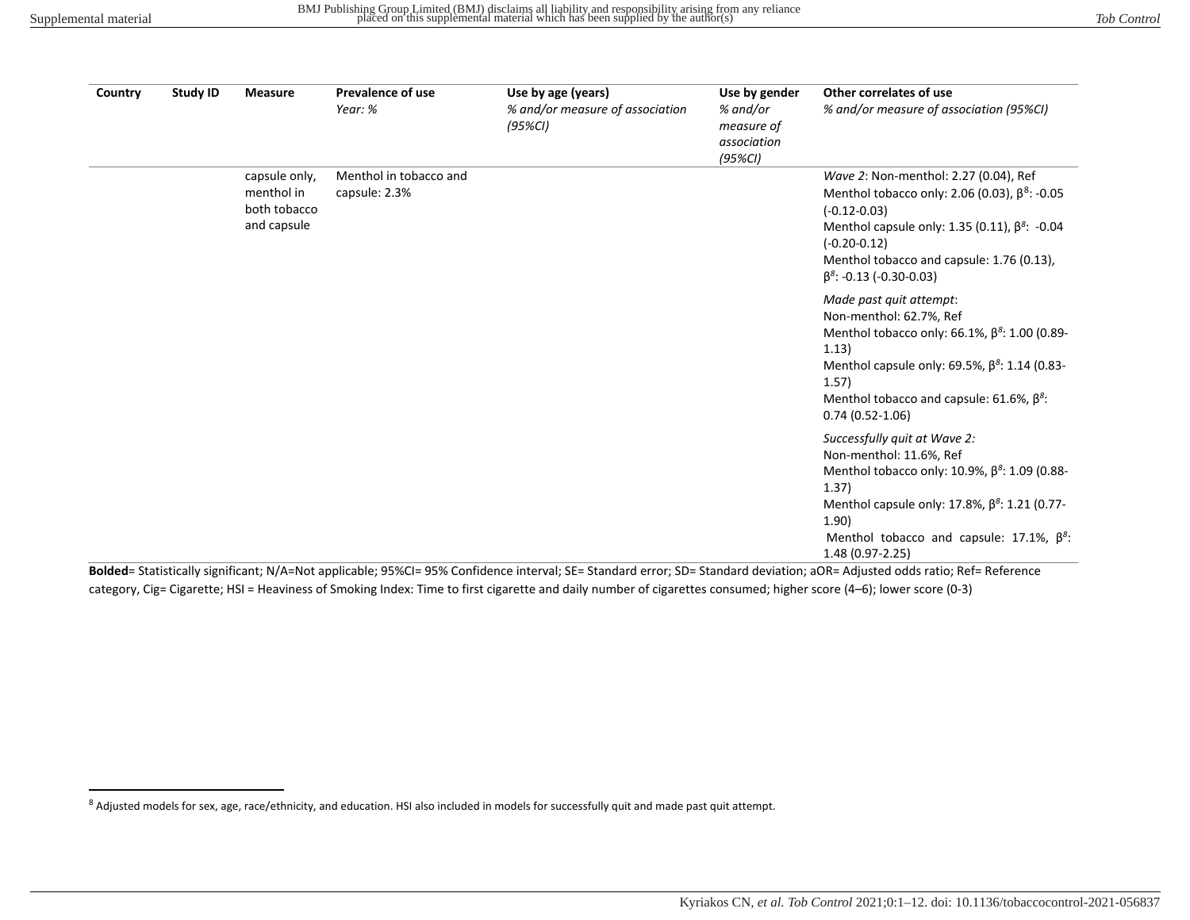| Country | Study ID | Measure | Prevalence of use<br>*Year: %* | Use by age (years)<br>*% and/or measure of association (95%CI)* | Use by gender<br>*% and/or measure of association (95%CI)* | Other correlates of use<br>*% and/or measure of association (95%CI)* |
|---|---|---|---|---|---|---|
| | | capsule only, menthol in both tobacco and capsule | Menthol in tobacco and capsule: 2.3% | | | *Wave 2*: Non-menthol: 2.27 (0.04), Ref<br>Menthol tobacco only: 2.06 (0.03), β[8]: -0.05 (-0.12-0.03)<br>Menthol capsule only: 1.35 (0.11), β[8]: -0.04 (-0.20-0.12)<br>Menthol tobacco and capsule: 1.76 (0.13), β[8]: -0.13 (-0.30-0.03) |
| | | | | | | *Made past quit attempt*:<br>Non-menthol: 62.7%, Ref<br>Menthol tobacco only: 66.1%, β[8]: 1.00 (0.89-1.13)<br>Menthol capsule only: 69.5%, β[8]: 1.14 (0.83-1.57)<br>Menthol tobacco and capsule: 61.6%, β[8]: 0.74 (0.52-1.06) |
| | | | | | | *Successfully quit at Wave 2:*<br>Non-menthol: 11.6%, Ref<br>Menthol tobacco only: 10.9%, β[8]: 1.09 (0.88-1.37)<br>Menthol capsule only: 17.8%, β[8]: 1.21 (0.77-1.90)<br>Menthol tobacco and capsule: 17.1%, β[8]: 1.48 (0.97-2.25) |

**Bolded**= Statistically significant; N/A=Not applicable; 95%CI= 95% Confidence interval; SE= Standard error; SD= Standard deviation; aOR= Adjusted odds ratio; Ref= Reference category, Cig= Cigarette; HSI = Heaviness of Smoking Index: Time to first cigarette and daily number of cigarettes consumed; higher score (4–6); lower score (0-3)

[8] Adjusted models for sex, age, race/ethnicity, and education. HSI also included in models for successfully quit and made past quit attempt.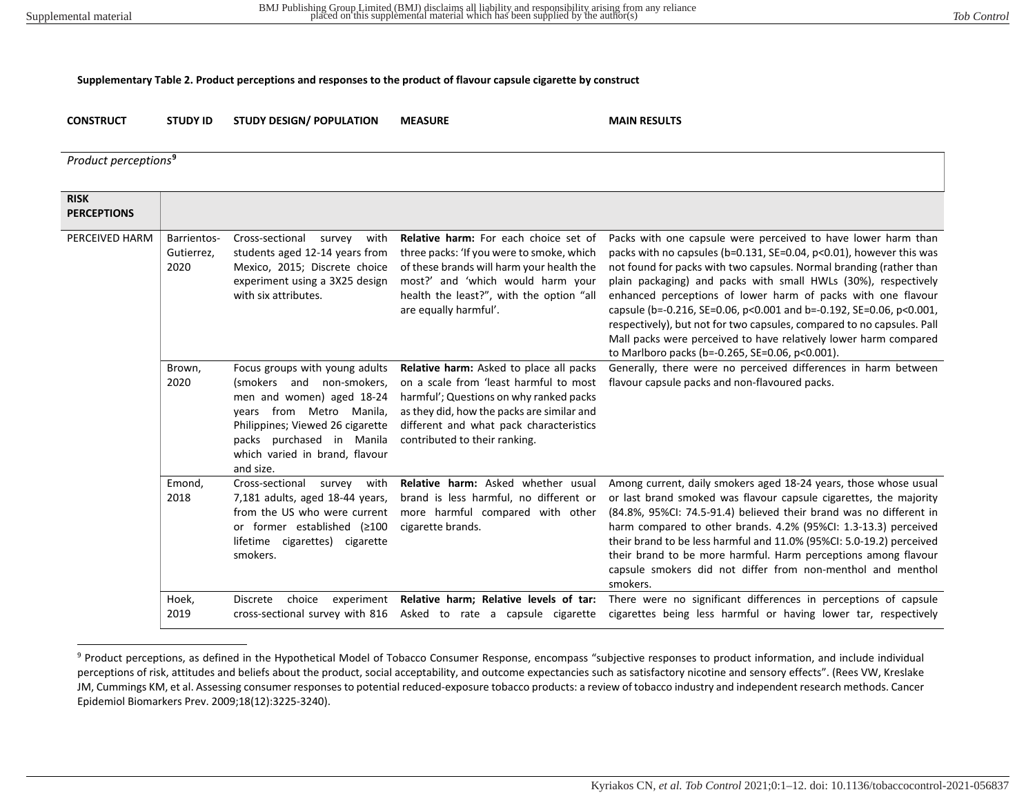**Supplementary Table 2. Product perceptions and responses to the product of flavour capsule cigarette by construct**

| CONSTRUCT | STUDY ID | STUDY DESIGN/ POPULATION | MEASURE | MAIN RESULTS |
|---|---|---|---|---|
| *Product perceptions*[9] | | | | |
| **RISK PERCEPTIONS** | | | | |
| PERCEIVED HARM | Barrientos-Gutierrez, 2020 | Cross-sectional survey with students aged 12-14 years from Mexico, 2015; Discrete choice experiment using a 3X25 design with six attributes. | **Relative harm:** For each choice set of three packs: 'If you were to smoke, which of these brands will harm your health the most?' and 'which would harm your health the least?", with the option "all are equally harmful'. | Packs with one capsule were perceived to have lower harm than packs with no capsules (b=0.131, SE=0.04, p<0.01), however this was not found for packs with two capsules. Normal branding (rather than plain packaging) and packs with small HWLs (30%), respectively enhanced perceptions of lower harm of packs with one flavour capsule (b=-0.216, SE=0.06, p<0.001 and b=-0.192, SE=0.06, p<0.001, respectively), but not for two capsules, compared to no capsules. Pall Mall packs were perceived to have relatively lower harm compared to Marlboro packs (b=-0.265, SE=0.06, p<0.001). |
| | Brown, 2020 | Focus groups with young adults (smokers and non-smokers, men and women) aged 18-24 years from Metro Manila, Philippines; Viewed 26 cigarette packs purchased in Manila which varied in brand, flavour and size. | **Relative harm:** Asked to place all packs on a scale from 'least harmful to most harmful'; Questions on why ranked packs as they did, how the packs are similar and different and what pack characteristics contributed to their ranking. | Generally, there were no perceived differences in harm between flavour capsule packs and non-flavoured packs. |
| | Emond, 2018 | Cross-sectional survey with 7,181 adults, aged 18-44 years, from the US who were current or former established (≥100 lifetime cigarettes) cigarette smokers. | **Relative harm:** Asked whether usual brand is less harmful, no different or more harmful compared with other cigarette brands. | Among current, daily smokers aged 18-24 years, those whose usual or last brand smoked was flavour capsule cigarettes, the majority (84.8%, 95%CI: 74.5-91.4) believed their brand was no different in harm compared to other brands. 4.2% (95%CI: 1.3-13.3) perceived their brand to be less harmful and 11.0% (95%CI: 5.0-19.2) perceived their brand to be more harmful. Harm perceptions among flavour capsule smokers did not differ from non-menthol and menthol smokers. |
| | Hoek, 2019 | Discrete choice experiment cross-sectional survey with 816 | **Relative harm; Relative levels of tar:** Asked to rate a capsule cigarette | There were no significant differences in perceptions of capsule cigarettes being less harmful or having lower tar, respectively |

[9] Product perceptions, as defined in the Hypothetical Model of Tobacco Consumer Response, encompass "subjective responses to product information, and include individual perceptions of risk, attitudes and beliefs about the product, social acceptability, and outcome expectancies such as satisfactory nicotine and sensory effects". (Rees VW, Kreslake JM, Cummings KM, et al. Assessing consumer responses to potential reduced-exposure tobacco products: a review of tobacco industry and independent research methods. Cancer Epidemiol Biomarkers Prev. 2009;18(12):3225-3240).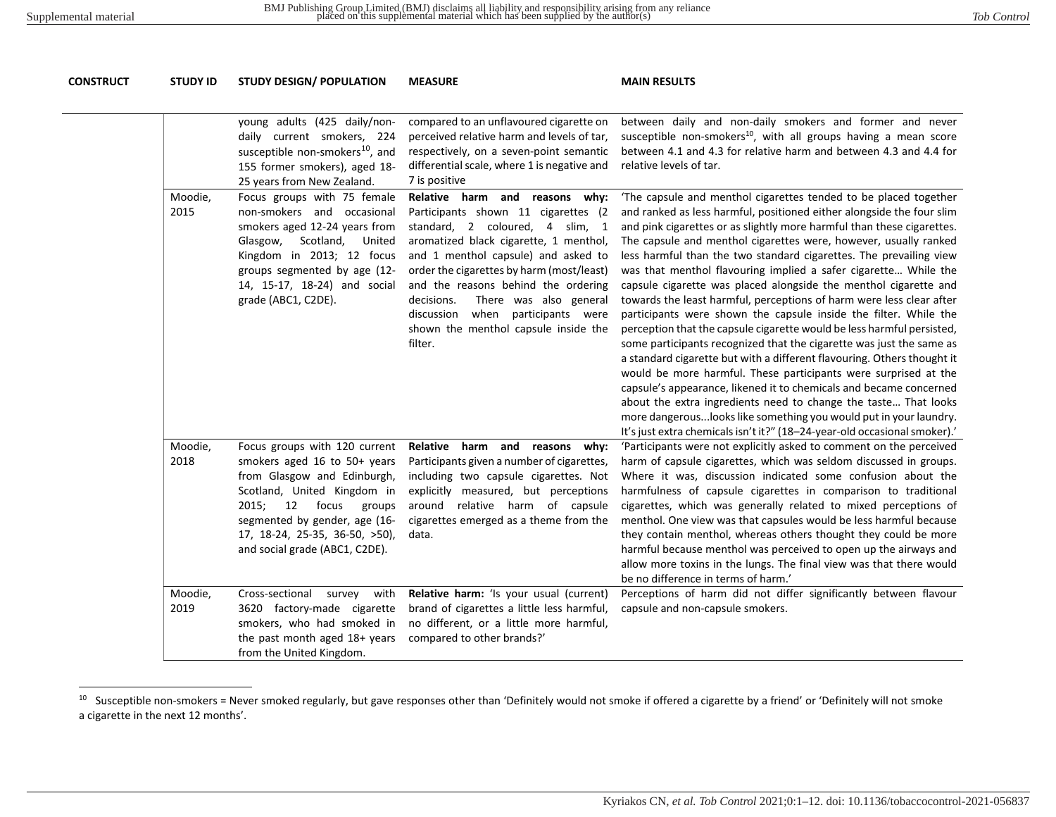| CONSTRUCT | STUDY ID | STUDY DESIGN/ POPULATION | MEASURE | MAIN RESULTS |
|---|---|---|---|---|
| | | young adults (425 daily/non-daily current smokers, 224 susceptible non-smokers[10], and 155 former smokers), aged 18-25 years from New Zealand. | compared to an unflavoured cigarette on perceived relative harm and levels of tar, respectively, on a seven-point semantic differential scale, where 1 is negative and 7 is positive | between daily and non-daily smokers and former and never susceptible non-smokers[10], with all groups having a mean score between 4.1 and 4.3 for relative harm and between 4.3 and 4.4 for relative levels of tar. |
| | Moodie, 2015 | Focus groups with 75 female non-smokers and occasional smokers aged 12-24 years from Glasgow, Scotland, United Kingdom in 2013; 12 focus groups segmented by age (12-14, 15-17, 18-24) and social grade (ABC1, C2DE). | **Relative harm and reasons why:** Participants shown 11 cigarettes (2 standard, 2 coloured, 4 slim, 1 aromatized black cigarette, 1 menthol, and 1 menthol capsule) and asked to order the cigarettes by harm (most/least) and the reasons behind the ordering decisions. There was also general discussion when participants were shown the menthol capsule inside the filter. | 'The capsule and menthol cigarettes tended to be placed together and ranked as less harmful, positioned either alongside the four slim and pink cigarettes or as slightly more harmful than these cigarettes. The capsule and menthol cigarettes were, however, usually ranked less harmful than the two standard cigarettes. The prevailing view was that menthol flavouring implied a safer cigarette… While the capsule cigarette was placed alongside the menthol cigarette and towards the least harmful, perceptions of harm were less clear after participants were shown the capsule inside the filter. While the perception that the capsule cigarette would be less harmful persisted, some participants recognized that the cigarette was just the same as a standard cigarette but with a different flavouring. Others thought it would be more harmful. These participants were surprised at the capsule's appearance, likened it to chemicals and became concerned about the extra ingredients need to change the taste… That looks more dangerous...looks like something you would put in your laundry. It's just extra chemicals isn't it?" (18–24-year-old occasional smoker).' |
| | Moodie, 2018 | Focus groups with 120 current smokers aged 16 to 50+ years from Glasgow and Edinburgh, Scotland, United Kingdom in 2015; 12 focus groups segmented by gender, age (16-17, 18-24, 25-35, 36-50, >50), and social grade (ABC1, C2DE). | **Relative harm and reasons why:** Participants given a number of cigarettes, including two capsule cigarettes. Not explicitly measured, but perceptions around relative harm of capsule cigarettes emerged as a theme from the data. | 'Participants were not explicitly asked to comment on the perceived harm of capsule cigarettes, which was seldom discussed in groups. Where it was, discussion indicated some confusion about the harmfulness of capsule cigarettes in comparison to traditional cigarettes, which was generally related to mixed perceptions of menthol. One view was that capsules would be less harmful because they contain menthol, whereas others thought they could be more harmful because menthol was perceived to open up the airways and allow more toxins in the lungs. The final view was that there would be no difference in terms of harm.' |
| | Moodie, 2019 | Cross-sectional survey with 3620 factory-made cigarette smokers, who had smoked in the past month aged 18+ years from the United Kingdom. | **Relative harm:** 'Is your usual (current) brand of cigarettes a little less harmful, no different, or a little more harmful, compared to other brands?' | Perceptions of harm did not differ significantly between flavour capsule and non-capsule smokers. |

[10] Susceptible non-smokers = Never smoked regularly, but gave responses other than 'Definitely would not smoke if offered a cigarette by a friend' or 'Definitely will not smoke a cigarette in the next 12 months'.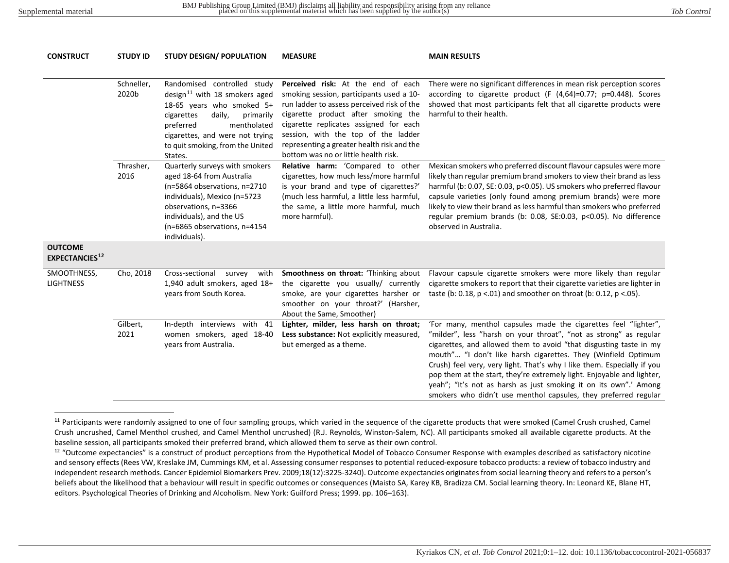| CONSTRUCT | STUDY ID | STUDY DESIGN/ POPULATION | MEASURE | MAIN RESULTS |
|---|---|---|---|---|
| | Schneller, 2020b | Randomised controlled study design[11] with 18 smokers aged 18-65 years who smoked 5+ cigarettes daily, primarily preferred mentholated cigarettes, and were not trying to quit smoking, from the United States. | **Perceived risk:** At the end of each smoking session, participants used a 10-run ladder to assess perceived risk of the cigarette product after smoking the cigarette replicates assigned for each session, with the top of the ladder representing a greater health risk and the bottom was no or little health risk. | There were no significant differences in mean risk perception scores according to cigarette product (F (4,64)=0.77; p=0.448). Scores showed that most participants felt that all cigarette products were harmful to their health. |
| | Thrasher, 2016 | Quarterly surveys with smokers aged 18-64 from Australia (n=5864 observations, n=2710 individuals), Mexico (n=5723 observations, n=3366 individuals), and the US (n=6865 observations, n=4154 individuals). | **Relative harm:** 'Compared to other cigarettes, how much less/more harmful is your brand and type of cigarettes?' (much less harmful, a little less harmful, the same, a little more harmful, much more harmful). | Mexican smokers who preferred discount flavour capsules were more likely than regular premium brand smokers to view their brand as less harmful (b: 0.07, SE: 0.03, p<0.05). US smokers who preferred flavour capsule varieties (only found among premium brands) were more likely to view their brand as less harmful than smokers who preferred regular premium brands (b: 0.08, SE:0.03, p<0.05). No difference observed in Australia. |
| **OUTCOME EXPECTANCIES[12]** | | | | |
| SMOOTHNESS, LIGHTNESS | Cho, 2018 | Cross-sectional survey with 1,940 adult smokers, aged 18+ years from South Korea. | **Smoothness on throat:** 'Thinking about the cigarette you usually/ currently smoke, are your cigarettes harsher or smoother on your throat?' (Harsher, About the Same, Smoother) | Flavour capsule cigarette smokers were more likely than regular cigarette smokers to report that their cigarette varieties are lighter in taste (b: 0.18, p <.01) and smoother on throat (b: 0.12, p <.05). |
| | Gilbert, 2021 | In-depth interviews with 41 women smokers, aged 18-40 years from Australia. | **Lighter, milder, less harsh on throat; Less substance:** Not explicitly measured, but emerged as a theme. | 'For many, menthol capsules made the cigarettes feel "lighter", "milder", less "harsh on your throat", "not as strong" as regular cigarettes, and allowed them to avoid "that disgusting taste in my mouth"… "I don't like harsh cigarettes. They (Winfield Optimum Crush) feel very, very light. That's why I like them. Especially if you pop them at the start, they're extremely light. Enjoyable and lighter, yeah"; "It's not as harsh as just smoking it on its own".' Among smokers who didn't use menthol capsules, they preferred regular |

[11] Participants were randomly assigned to one of four sampling groups, which varied in the sequence of the cigarette products that were smoked (Camel Crush crushed, Camel Crush uncrushed, Camel Menthol crushed, and Camel Menthol uncrushed) (R.J. Reynolds, Winston-Salem, NC). All participants smoked all available cigarette products. At the baseline session, all participants smoked their preferred brand, which allowed them to serve as their own control.

[12] "Outcome expectancies" is a construct of product perceptions from the Hypothetical Model of Tobacco Consumer Response with examples described as satisfactory nicotine and sensory effects (Rees VW, Kreslake JM, Cummings KM, et al. Assessing consumer responses to potential reduced-exposure tobacco products: a review of tobacco industry and independent research methods. Cancer Epidemiol Biomarkers Prev. 2009;18(12):3225-3240). Outcome expectancies originates from social learning theory and refers to a person's beliefs about the likelihood that a behaviour will result in specific outcomes or consequences (Maisto SA, Karey KB, Bradizza CM. Social learning theory. In: Leonard KE, Blane HT, editors. Psychological Theories of Drinking and Alcoholism. New York: Guilford Press; 1999. pp. 106–163).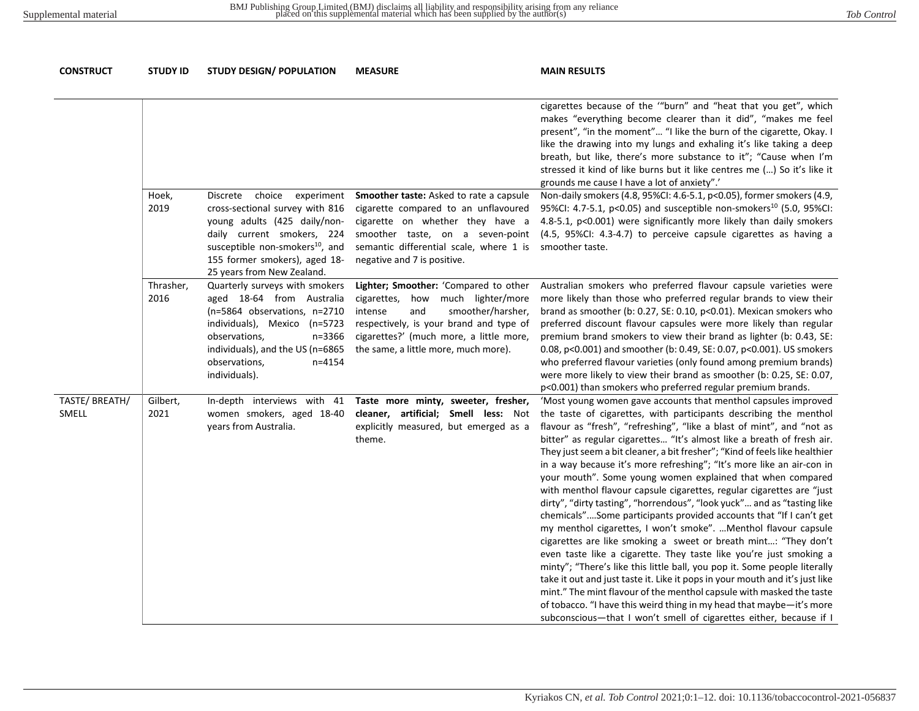| CONSTRUCT | STUDY ID | STUDY DESIGN/ POPULATION | MEASURE | MAIN RESULTS |
|---|---|---|---|---|
| | | | | cigarettes because of the '"burn" and "heat that you get", which makes "everything become clearer than it did", "makes me feel present", "in the moment"… "I like the burn of the cigarette, Okay. I like the drawing into my lungs and exhaling it's like taking a deep breath, but like, there's more substance to it"; "Cause when I'm stressed it kind of like burns but it like centres me (…) So it's like it grounds me cause I have a lot of anxiety".' |
| | Hoek, 2019 | Discrete choice experiment cross-sectional survey with 816 young adults (425 daily/non-daily current smokers, 224 susceptible non-smokers[10], and 155 former smokers), aged 18-25 years from New Zealand. | **Smoother taste:** Asked to rate a capsule cigarette compared to an unflavoured cigarette on whether they have a smoother taste, on a seven-point semantic differential scale, where 1 is negative and 7 is positive. | Non-daily smokers (4.8, 95%CI: 4.6-5.1, $p<0.05$), former smokers (4.9, 95%CI: 4.7-5.1, $p<0.05$) and susceptible non-smokers[10] (5.0, 95%CI: 4.8-5.1, $p<0.001$) were significantly more likely than daily smokers (4.5, 95%CI: 4.3-4.7) to perceive capsule cigarettes as having a smoother taste. |
| | Thrasher, 2016 | Quarterly surveys with smokers aged 18-64 from Australia (n=5864 observations, n=2710 individuals), Mexico (n=5723 observations, n=3366 individuals), and the US (n=6865 observations, n=4154 individuals). | **Lighter; Smoother:** 'Compared to other cigarettes, how much lighter/more intense and smoother/harsher, respectively, is your brand and type of cigarettes?' (much more, a little more, the same, a little more, much more). | Australian smokers who preferred flavour capsule varieties were more likely than those who preferred regular brands to view their brand as smoother (b: 0.27, SE: 0.10, $p<0.01$). Mexican smokers who preferred discount flavour capsules were more likely than regular premium brand smokers to view their brand as lighter (b: 0.43, SE: 0.08, $p<0.001$) and smoother (b: 0.49, SE: 0.07, $p<0.001$). US smokers who preferred flavour varieties (only found among premium brands) were more likely to view their brand as smoother (b: 0.25, SE: 0.07, $p<0.001$) than smokers who preferred regular premium brands. |
| TASTE/ BREATH/ SMELL | Gilbert, 2021 | In-depth interviews with 41 women smokers, aged 18-40 years from Australia. | **Taste more minty, sweeter, fresher, cleaner, artificial; Smell less:** Not explicitly measured, but emerged as a theme. | 'Most young women gave accounts that menthol capsules improved the taste of cigarettes, with participants describing the menthol flavour as "fresh", "refreshing", "like a blast of mint", and "not as bitter" as regular cigarettes… "It's almost like a breath of fresh air. They just seem a bit cleaner, a bit fresher"; "Kind of feels like healthier in a way because it's more refreshing"; "It's more like an air-con in your mouth". Some young women explained that when compared with menthol flavour capsule cigarettes, regular cigarettes are "just dirty", "dirty tasting", "horrendous", "look yuck"… and as "tasting like chemicals"….Some participants provided accounts that "If I can't get my menthol cigarettes, I won't smoke". …Menthol flavour capsule cigarettes are like smoking a sweet or breath mint…: "They don't even taste like a cigarette. They taste like you're just smoking a minty"; "There's like this little ball, you pop it. Some people literally take it out and just taste it. Like it pops in your mouth and it's just like mint." The mint flavour of the menthol capsule with masked the taste of tobacco. "I have this weird thing in my head that maybe—it's more subconscious—that I won't smell of cigarettes either, because if I |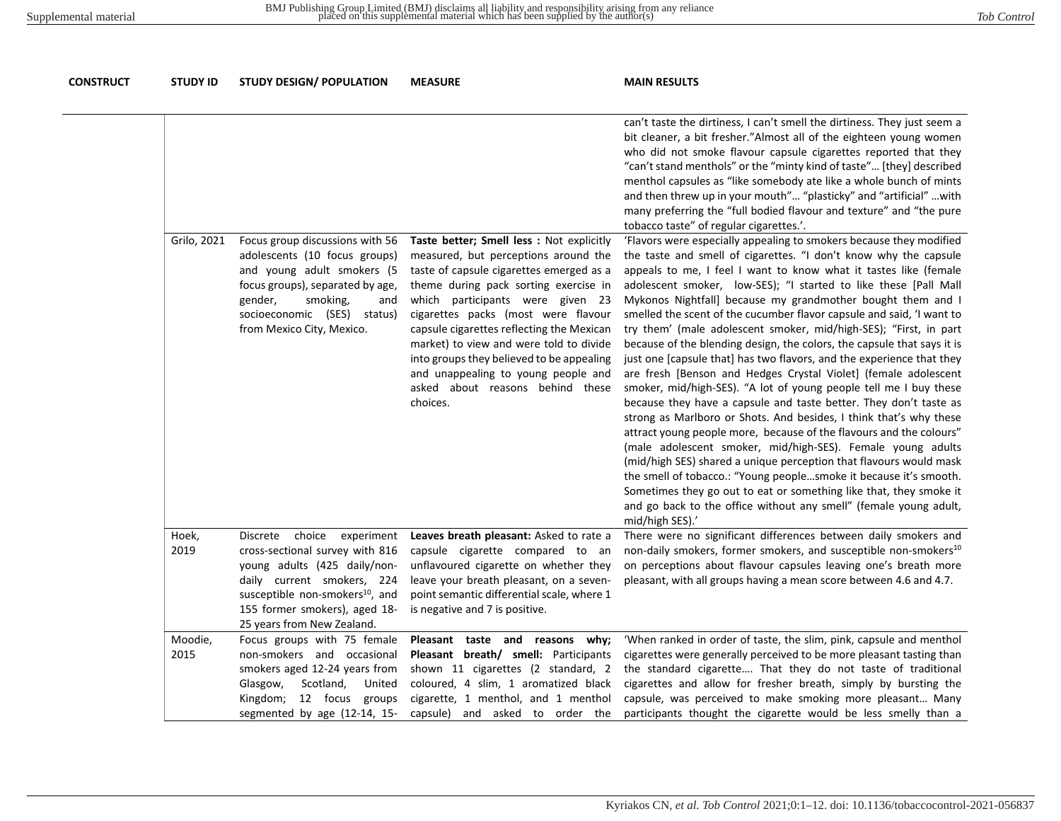| CONSTRUCT | STUDY ID | STUDY DESIGN/ POPULATION | MEASURE | MAIN RESULTS |
|---|---|---|---|---|
| | | | | can't taste the dirtiness, I can't smell the dirtiness. They just seem a bit cleaner, a bit fresher."Almost all of the eighteen young women who did not smoke flavour capsule cigarettes reported that they "can't stand menthols" or the "minty kind of taste"… [they] described menthol capsules as "like somebody ate like a whole bunch of mints and then threw up in your mouth"… "plasticky" and "artificial" …with many preferring the "full bodied flavour and texture" and "the pure tobacco taste" of regular cigarettes.'. |
| | Grilo, 2021 | Focus group discussions with 56 adolescents (10 focus groups) and young adult smokers (5 focus groups), separated by age, gender, smoking, and socioeconomic (SES) status) from Mexico City, Mexico. | **Taste better; Smell less :** Not explicitly measured, but perceptions around the taste of capsule cigarettes emerged as a theme during pack sorting exercise in which participants were given 23 cigarettes packs (most were flavour capsule cigarettes reflecting the Mexican market) to view and were told to divide into groups they believed to be appealing and unappealing to young people and asked about reasons behind these choices. | 'Flavors were especially appealing to smokers because they modified the taste and smell of cigarettes. "I don't know why the capsule appeals to me, I feel I want to know what it tastes like (female adolescent smoker, low-SES); "I started to like these [Pall Mall Mykonos Nightfall] because my grandmother bought them and I smelled the scent of the cucumber flavor capsule and said, 'I want to try them' (male adolescent smoker, mid/high-SES); "First, in part because of the blending design, the colors, the capsule that says it is just one [capsule that] has two flavors, and the experience that they are fresh [Benson and Hedges Crystal Violet] (female adolescent smoker, mid/high-SES). "A lot of young people tell me I buy these because they have a capsule and taste better. They don't taste as strong as Marlboro or Shots. And besides, I think that's why these attract young people more, because of the flavours and the colours" (male adolescent smoker, mid/high-SES). Female young adults (mid/high SES) shared a unique perception that flavours would mask the smell of tobacco.: "Young people…smoke it because it's smooth. Sometimes they go out to eat or something like that, they smoke it and go back to the office without any smell" (female young adult, mid/high SES).' |
| | Hoek, 2019 | Discrete choice experiment cross-sectional survey with 816 young adults (425 daily/non-daily current smokers, 224 susceptible non-smokers[10], and 155 former smokers), aged 18-25 years from New Zealand. | **Leaves breath pleasant:** Asked to rate a capsule cigarette compared to an unflavoured cigarette on whether they leave your breath pleasant, on a seven-point semantic differential scale, where 1 is negative and 7 is positive. | There were no significant differences between daily smokers and non-daily smokers, former smokers, and susceptible non-smokers[10] on perceptions about flavour capsules leaving one's breath more pleasant, with all groups having a mean score between 4.6 and 4.7. |
| | Moodie, 2015 | Focus groups with 75 female non-smokers and occasional smokers aged 12-24 years from Glasgow, Scotland, United Kingdom; 12 focus groups segmented by age (12-14, 15- | **Pleasant taste and reasons why; Pleasant breath/ smell:** Participants shown 11 cigarettes (2 standard, 2 coloured, 4 slim, 1 aromatized black cigarette, 1 menthol, and 1 menthol capsule) and asked to order the | 'When ranked in order of taste, the slim, pink, capsule and menthol cigarettes were generally perceived to be more pleasant tasting than the standard cigarette…. That they do not taste of traditional cigarettes and allow for fresher breath, simply by bursting the capsule, was perceived to make smoking more pleasant… Many participants thought the cigarette would be less smelly than a |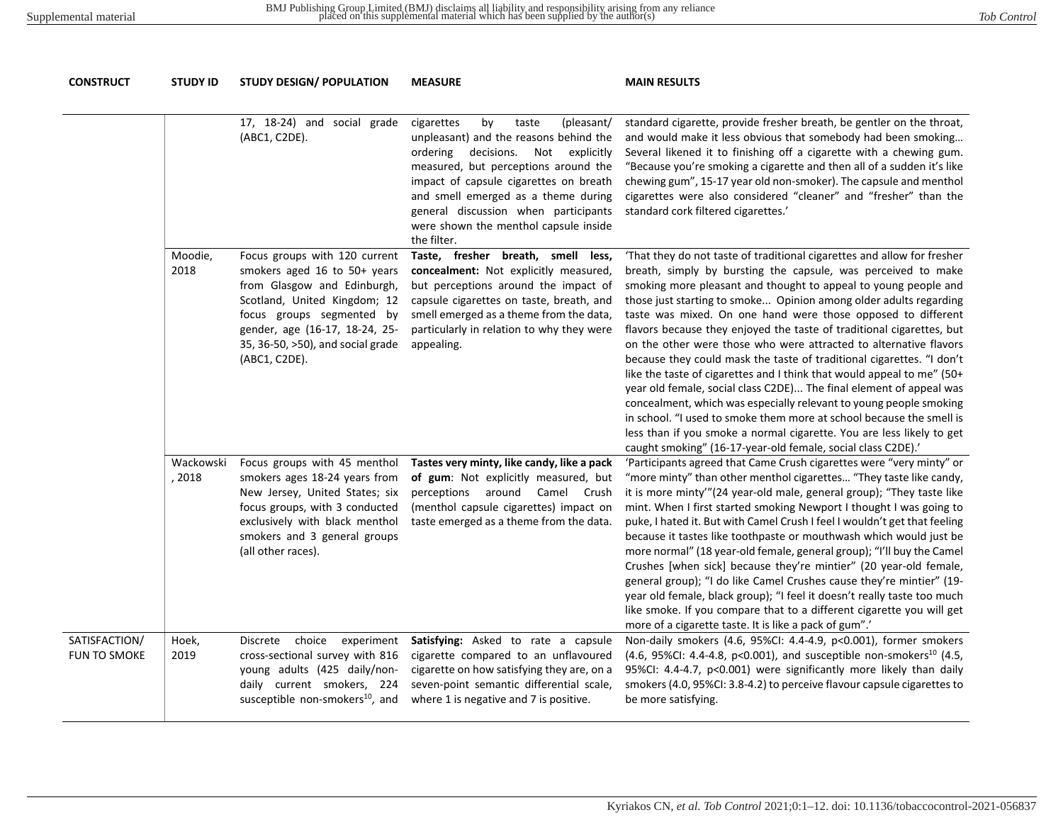| CONSTRUCT | STUDY ID | STUDY DESIGN/ POPULATION | MEASURE | MAIN RESULTS |
|---|---|---|---|---|
| | | 17, 18-24) and social grade (ABC1, C2DE). | cigarettes by taste (pleasant/ unpleasant) and the reasons behind the ordering decisions. Not explicitly measured, but perceptions around the impact of capsule cigarettes on breath and smell emerged as a theme during general discussion when participants were shown the menthol capsule inside the filter. | standard cigarette, provide fresher breath, be gentler on the throat, and would make it less obvious that somebody had been smoking… Several likened it to finishing off a cigarette with a chewing gum. "Because you're smoking a cigarette and then all of a sudden it's like chewing gum", 15-17 year old non-smoker). The capsule and menthol cigarettes were also considered "cleaner" and "fresher" than the standard cork filtered cigarettes.' |
| | Moodie, 2018 | Focus groups with 120 current smokers aged 16 to 50+ years from Glasgow and Edinburgh, Scotland, United Kingdom; 12 focus groups segmented by gender, age (16-17, 18-24, 25-35, 36-50, >50), and social grade (ABC1, C2DE). | **Taste, fresher breath, smell less, concealment:** Not explicitly measured, but perceptions around the impact of capsule cigarettes on taste, breath, and smell emerged as a theme from the data, particularly in relation to why they were appealing. | 'That they do not taste of traditional cigarettes and allow for fresher breath, simply by bursting the capsule, was perceived to make smoking more pleasant and thought to appeal to young people and those just starting to smoke... Opinion among older adults regarding taste was mixed. On one hand were those opposed to different flavors because they enjoyed the taste of traditional cigarettes, but on the other were those who were attracted to alternative flavors because they could mask the taste of traditional cigarettes. "I don't like the taste of cigarettes and I think that would appeal to me" (50+ year old female, social class C2DE)... The final element of appeal was concealment, which was especially relevant to young people smoking in school. "I used to smoke them more at school because the smell is less than if you smoke a normal cigarette. You are less likely to get caught smoking" (16-17-year-old female, social class C2DE).' |
| | Wackowski, 2018 | Focus groups with 45 menthol smokers ages 18-24 years from New Jersey, United States; six focus groups, with 3 conducted exclusively with black menthol smokers and 3 general groups (all other races). | **Tastes very minty, like candy, like a pack of gum**: Not explicitly measured, but perceptions around Camel Crush (menthol capsule cigarettes) impact on taste emerged as a theme from the data. | 'Participants agreed that Came Crush cigarettes were "very minty" or "more minty" than other menthol cigarettes… "They taste like candy, it is more minty'"(24 year-old male, general group); "They taste like mint. When I first started smoking Newport I thought I was going to puke, I hated it. But with Camel Crush I feel I wouldn't get that feeling because it tastes like toothpaste or mouthwash which would just be more normal" (18 year-old female, general group); "I'll buy the Camel Crushes [when sick] because they're mintier" (20 year-old female, general group); "I do like Camel Crushes cause they're mintier" (19-year old female, black group); "I feel it doesn't really taste too much like smoke. If you compare that to a different cigarette you will get more of a cigarette taste. It is like a pack of gum".' |
| SATISFACTION/ FUN TO SMOKE | Hoek, 2019 | Discrete choice experiment cross-sectional survey with 816 young adults (425 daily/non-daily current smokers, 224 susceptible non-smokers[10], and | **Satisfying:** Asked to rate a capsule cigarette compared to an unflavoured cigarette on how satisfying they are, on a seven-point semantic differential scale, where 1 is negative and 7 is positive. | Non-daily smokers (4.6, 95%CI: 4.4-4.9, p<0.001), former smokers (4.6, 95%CI: 4.4-4.8, p<0.001), and susceptible non-smokers[10] (4.5, 95%CI: 4.4-4.7, p<0.001) were significantly more likely than daily smokers (4.0, 95%CI: 3.8-4.2) to perceive flavour capsule cigarettes to be more satisfying. |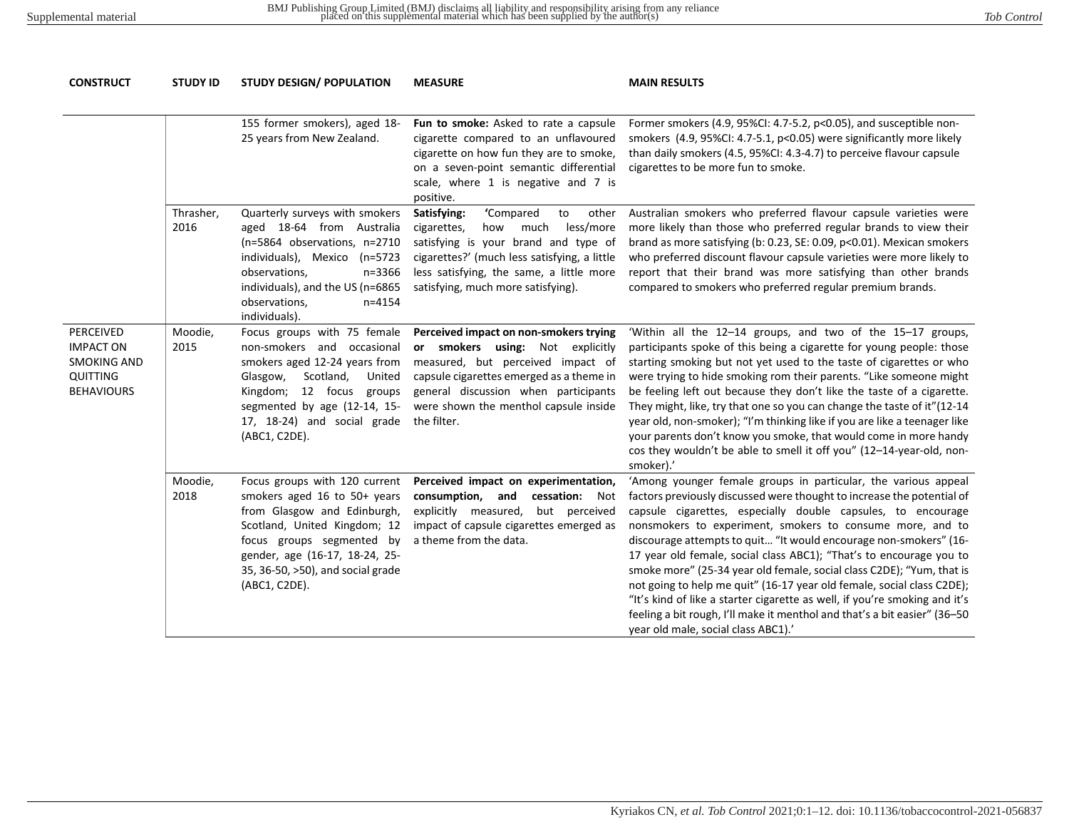| CONSTRUCT | STUDY ID | STUDY DESIGN/ POPULATION | MEASURE | MAIN RESULTS |
|---|---|---|---|---|
| | | 155 former smokers), aged 18-25 years from New Zealand. | **Fun to smoke:** Asked to rate a capsule cigarette compared to an unflavoured cigarette on how fun they are to smoke, on a seven-point semantic differential scale, where 1 is negative and 7 is positive. | Former smokers (4.9, 95%CI: 4.7-5.2, $p<0.05$), and susceptible non-smokers (4.9, 95%CI: 4.7-5.1, $p<0.05$) were significantly more likely than daily smokers (4.5, 95%CI: 4.3-4.7) to perceive flavour capsule cigarettes to be more fun to smoke. |
| | Thrasher, 2016 | Quarterly surveys with smokers aged 18-64 from Australia (n=5864 observations, n=2710 individuals), Mexico (n=5723 observations, n=3366 individuals), and the US (n=6865 observations, n=4154 individuals). | **Satisfying:** **'**Compared to other cigarettes, how much less/more satisfying is your brand and type of cigarettes?' (much less satisfying, a little less satisfying, the same, a little more satisfying, much more satisfying). | Australian smokers who preferred flavour capsule varieties were more likely than those who preferred regular brands to view their brand as more satisfying (b: 0.23, SE: 0.09, $p<0.01$). Mexican smokers who preferred discount flavour capsule varieties were more likely to report that their brand was more satisfying than other brands compared to smokers who preferred regular premium brands. |
| PERCEIVED IMPACT ON SMOKING AND QUITTING BEHAVIOURS | Moodie, 2015 | Focus groups with 75 female non-smokers and occasional smokers aged 12-24 years from Glasgow, Scotland, United Kingdom; 12 focus groups segmented by age (12-14, 15-17, 18-24) and social grade (ABC1, C2DE). | **Perceived impact on non-smokers trying or smokers using:** Not explicitly measured, but perceived impact of capsule cigarettes emerged as a theme in general discussion when participants were shown the menthol capsule inside the filter. | 'Within all the 12–14 groups, and two of the 15–17 groups, participants spoke of this being a cigarette for young people: those starting smoking but not yet used to the taste of cigarettes or who were trying to hide smoking rom their parents. "Like someone might be feeling left out because they don't like the taste of a cigarette. They might, like, try that one so you can change the taste of it"(12-14 year old, non-smoker); "I'm thinking like if you are like a teenager like your parents don't know you smoke, that would come in more handy cos they wouldn't be able to smell it off you" (12–14-year-old, non-smoker).' |
| | Moodie, 2018 | Focus groups with 120 current smokers aged 16 to 50+ years from Glasgow and Edinburgh, Scotland, United Kingdom; 12 focus groups segmented by gender, age (16-17, 18-24, 25-35, 36-50, >50), and social grade (ABC1, C2DE). | **Perceived impact on experimentation, consumption, and cessation:** Not explicitly measured, but perceived impact of capsule cigarettes emerged as a theme from the data. | 'Among younger female groups in particular, the various appeal factors previously discussed were thought to increase the potential of capsule cigarettes, especially double capsules, to encourage nonsmokers to experiment, smokers to consume more, and to discourage attempts to quit… "It would encourage non-smokers" (16-17 year old female, social class ABC1); "That's to encourage you to smoke more" (25-34 year old female, social class C2DE); "Yum, that is not going to help me quit" (16-17 year old female, social class C2DE); "It's kind of like a starter cigarette as well, if you're smoking and it's feeling a bit rough, I'll make it menthol and that's a bit easier" (36–50 year old male, social class ABC1).' |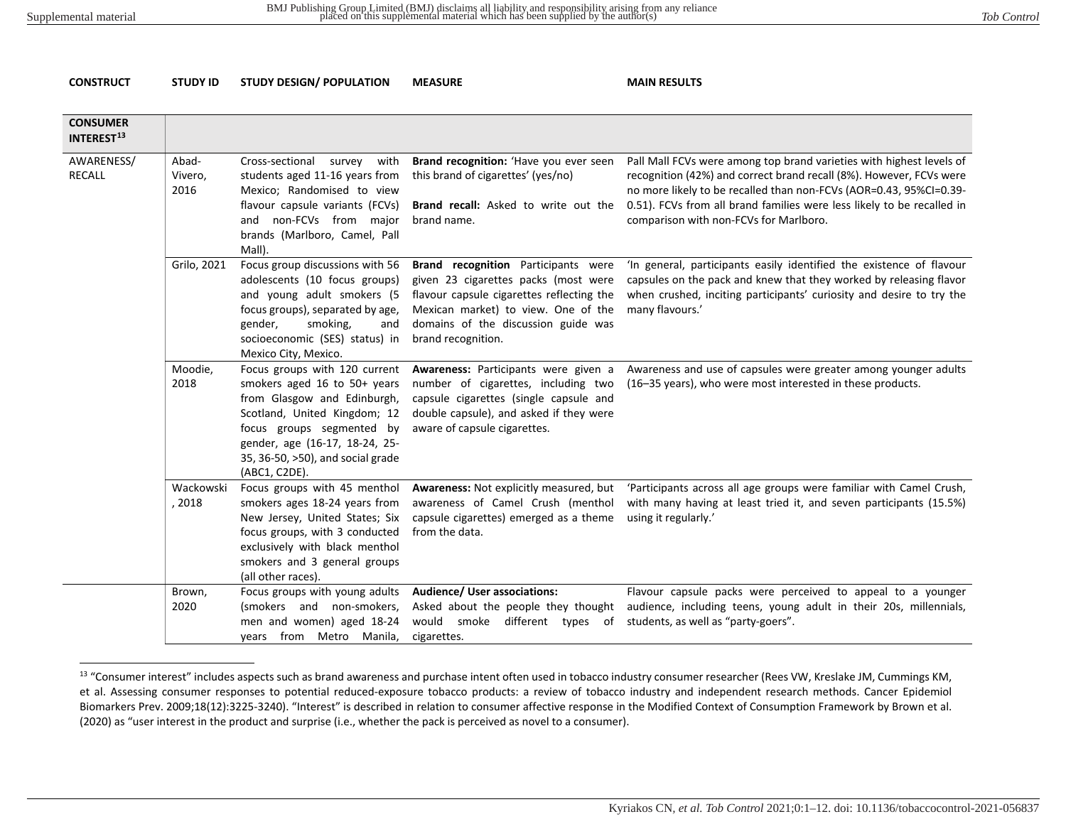| CONSTRUCT | STUDY ID | STUDY DESIGN/ POPULATION | MEASURE | MAIN RESULTS |
|---|---|---|---|---|
| **CONSUMER INTEREST**[13] | | | | |
| AWARENESS/ RECALL | Abad-Vivero, 2016 | Cross-sectional survey with students aged 11-16 years from Mexico; Randomised to view flavour capsule variants (FCVs) and non-FCVs from major brands (Marlboro, Camel, Pall Mall). | **Brand recognition:** 'Have you ever seen this brand of cigarettes' (yes/no)<br><br>**Brand recall:** Asked to write out the brand name. | Pall Mall FCVs were among top brand varieties with highest levels of recognition (42%) and correct brand recall (8%). However, FCVs were no more likely to be recalled than non-FCVs (AOR=0.43, 95%CI=0.39-0.51). FCVs from all brand families were less likely to be recalled in comparison with non-FCVs for Marlboro. |
| | Grilo, 2021 | Focus group discussions with 56 adolescents (10 focus groups) and young adult smokers (5 focus groups), separated by age, gender, smoking, and socioeconomic (SES) status) in Mexico City, Mexico. | **Brand recognition** Participants were given 23 cigarettes packs (most were flavour capsule cigarettes reflecting the Mexican market) to view. One of the domains of the discussion guide was brand recognition. | 'In general, participants easily identified the existence of flavour capsules on the pack and knew that they worked by releasing flavor when crushed, inciting participants' curiosity and desire to try the many flavours.' |
| | Moodie, 2018 | Focus groups with 120 current smokers aged 16 to 50+ years from Glasgow and Edinburgh, Scotland, United Kingdom; 12 focus groups segmented by gender, age (16-17, 18-24, 25-35, 36-50, >50), and social grade (ABC1, C2DE). | **Awareness:** Participants were given a number of cigarettes, including two capsule cigarettes (single capsule and double capsule), and asked if they were aware of capsule cigarettes. | Awareness and use of capsules were greater among younger adults (16–35 years), who were most interested in these products. |
| | Wackowski, 2018 | Focus groups with 45 menthol smokers ages 18-24 years from New Jersey, United States; Six focus groups, with 3 conducted exclusively with black menthol smokers and 3 general groups (all other races). | **Awareness:** Not explicitly measured, but awareness of Camel Crush (menthol capsule cigarettes) emerged as a theme from the data. | 'Participants across all age groups were familiar with Camel Crush, with many having at least tried it, and seven participants (15.5%) using it regularly.' |
| | Brown, 2020 | Focus groups with young adults (smokers and non-smokers, men and women) aged 18-24 years from Metro Manila, | **Audience/ User associations:**<br>Asked about the people they thought would smoke different types of cigarettes. | Flavour capsule packs were perceived to appeal to a younger audience, including teens, young adult in their 20s, millennials, students, as well as "party-goers". |

[13] "Consumer interest" includes aspects such as brand awareness and purchase intent often used in tobacco industry consumer researcher (Rees VW, Kreslake JM, Cummings KM, et al. Assessing consumer responses to potential reduced-exposure tobacco products: a review of tobacco industry and independent research methods. Cancer Epidemiol Biomarkers Prev. 2009;18(12):3225-3240). "Interest" is described in relation to consumer affective response in the Modified Context of Consumption Framework by Brown et al. (2020) as "user interest in the product and surprise (i.e., whether the pack is perceived as novel to a consumer).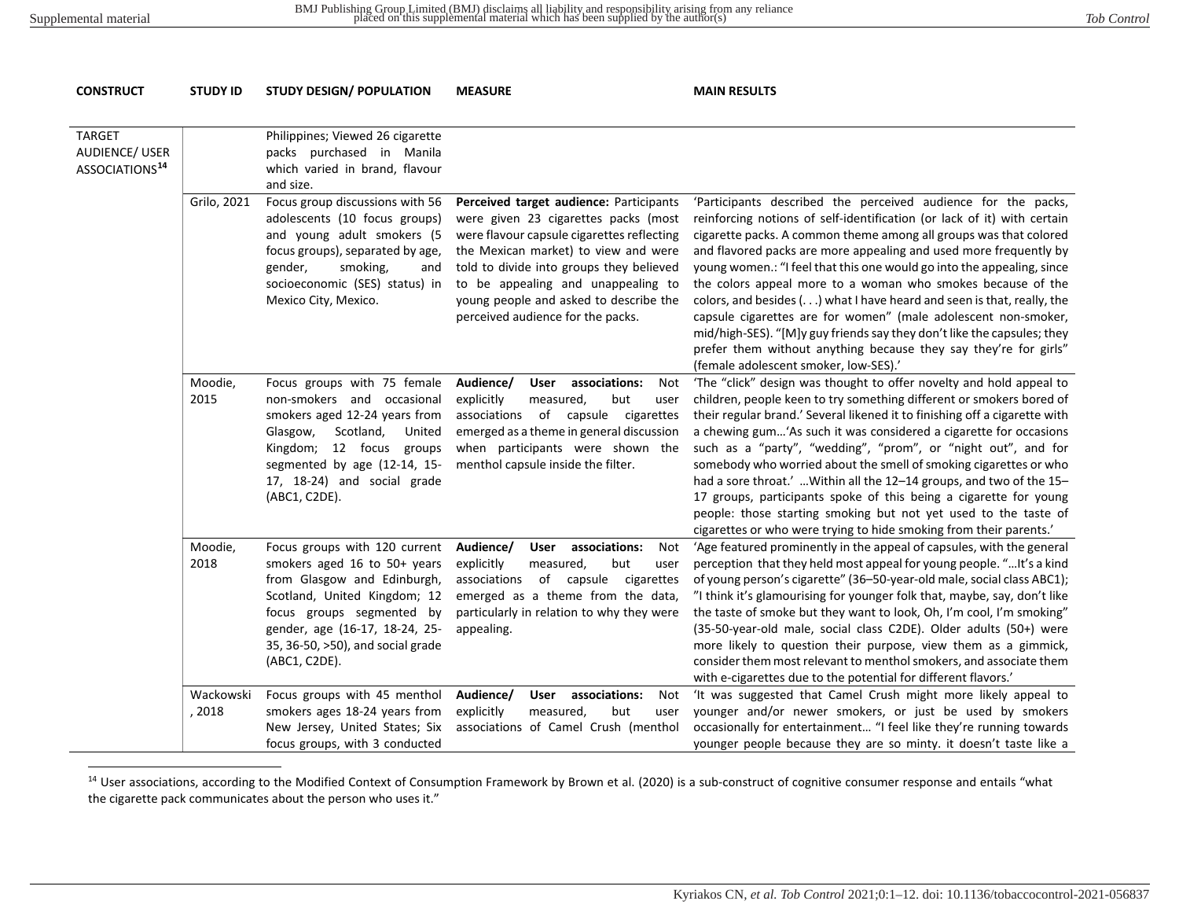| CONSTRUCT | STUDY ID | STUDY DESIGN/ POPULATION | MEASURE | MAIN RESULTS |
|---|---|---|---|---|
| TARGET AUDIENCE/ USER ASSOCIATIONS[14] | | Philippines; Viewed 26 cigarette packs purchased in Manila which varied in brand, flavour and size. | | |
| | Grilo, 2021 | Focus group discussions with 56 adolescents (10 focus groups) and young adult smokers (5 focus groups), separated by age, gender, smoking, and socioeconomic (SES) status) in Mexico City, Mexico. | **Perceived target audience:** Participants were given 23 cigarettes packs (most were flavour capsule cigarettes reflecting the Mexican market) to view and were told to divide into groups they believed to be appealing and unappealing to young people and asked to describe the perceived audience for the packs. | 'Participants described the perceived audience for the packs, reinforcing notions of self-identification (or lack of it) with certain cigarette packs. A common theme among all groups was that colored and flavored packs are more appealing and used more frequently by young women.: "I feel that this one would go into the appealing, since the colors appeal more to a woman who smokes because of the colors, and besides (. . .) what I have heard and seen is that, really, the capsule cigarettes are for women" (male adolescent non-smoker, mid/high-SES). "[M]y guy friends say they don't like the capsules; they prefer them without anything because they say they're for girls" (female adolescent smoker, low-SES).' |
| | Moodie, 2015 | Focus groups with 75 female non-smokers and occasional smokers aged 12-24 years from Glasgow, Scotland, United Kingdom; 12 focus groups segmented by age (12-14, 15-17, 18-24) and social grade (ABC1, C2DE). | **Audience/ User associations:** Not explicitly measured, but user associations of capsule cigarettes emerged as a theme in general discussion when participants were shown the menthol capsule inside the filter. | 'The "click" design was thought to offer novelty and hold appeal to children, people keen to try something different or smokers bored of their regular brand.' Several likened it to finishing off a cigarette with a chewing gum…'As such it was considered a cigarette for occasions such as a "party", "wedding", "prom", or "night out", and for somebody who worried about the smell of smoking cigarettes or who had a sore throat.' …Within all the 12–14 groups, and two of the 15–17 groups, participants spoke of this being a cigarette for young people: those starting smoking but not yet used to the taste of cigarettes or who were trying to hide smoking from their parents.' |
| | Moodie, 2018 | Focus groups with 120 current smokers aged 16 to 50+ years from Glasgow and Edinburgh, Scotland, United Kingdom; 12 focus groups segmented by gender, age (16-17, 18-24, 25-35, 36-50, >50), and social grade (ABC1, C2DE). | **Audience/ User associations:** Not explicitly measured, but user associations of capsule cigarettes emerged as a theme from the data, particularly in relation to why they were appealing. | 'Age featured prominently in the appeal of capsules, with the general perception that they held most appeal for young people. "…It's a kind of young person's cigarette" (36–50-year-old male, social class ABC1); "I think it's glamourising for younger folk that, maybe, say, don't like the taste of smoke but they want to look, Oh, I'm cool, I'm smoking" (35-50-year-old male, social class C2DE). Older adults (50+) were more likely to question their purpose, view them as a gimmick, consider them most relevant to menthol smokers, and associate them with e-cigarettes due to the potential for different flavors.' |
| | Wackowski, 2018 | Focus groups with 45 menthol smokers ages 18-24 years from New Jersey, United States; Six focus groups, with 3 conducted | **Audience/ User associations:** Not explicitly measured, but user associations of Camel Crush (menthol | 'It was suggested that Camel Crush might more likely appeal to younger and/or newer smokers, or just be used by smokers occasionally for entertainment… "I feel like they're running towards younger people because they are so minty. it doesn't taste like a |

[14] User associations, according to the Modified Context of Consumption Framework by Brown et al. (2020) is a sub-construct of cognitive consumer response and entails "what the cigarette pack communicates about the person who uses it."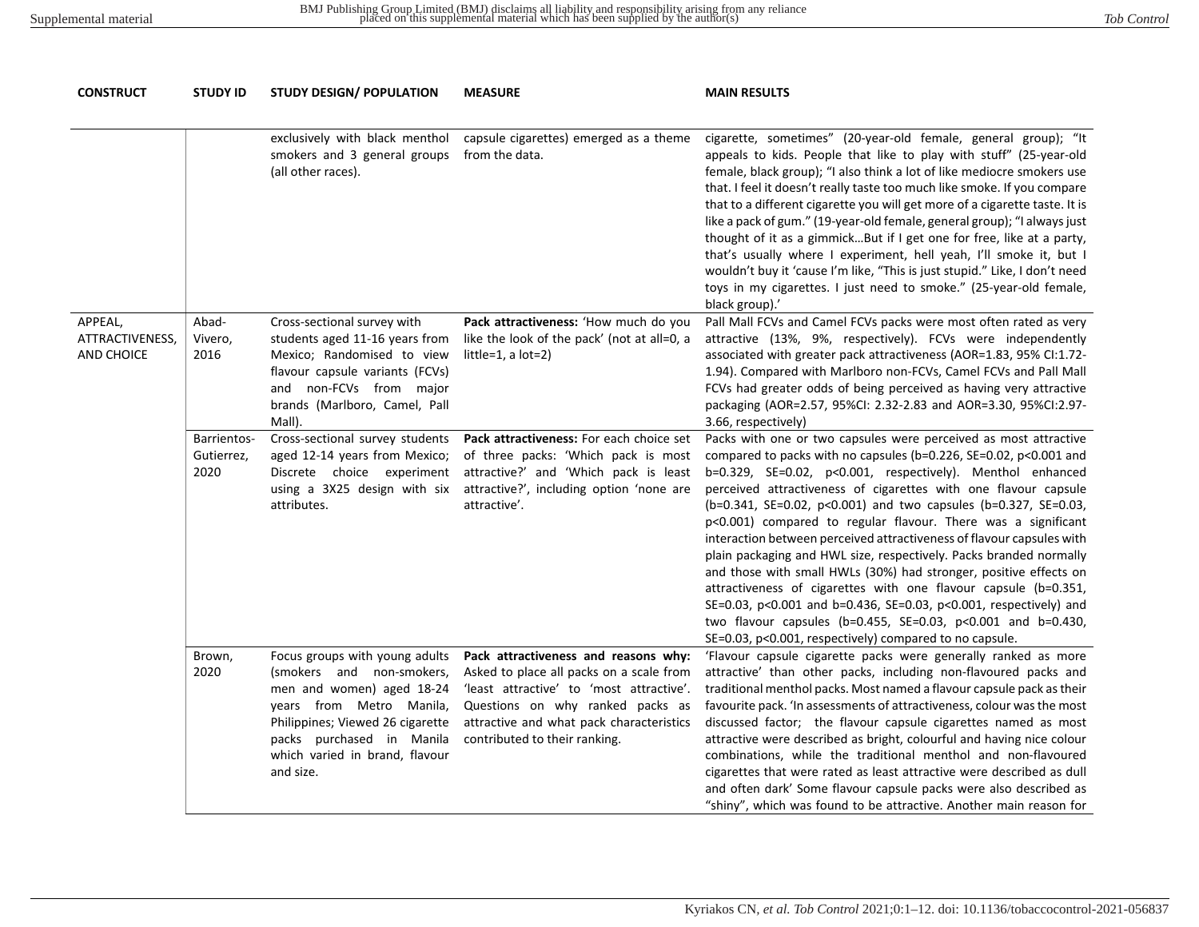| CONSTRUCT | STUDY ID | STUDY DESIGN/ POPULATION | MEASURE | MAIN RESULTS |
|---|---|---|---|---|
| | | exclusively with black menthol smokers and 3 general groups (all other races). | capsule cigarettes) emerged as a theme from the data. | cigarette, sometimes" (20-year-old female, general group); "It appeals to kids. People that like to play with stuff" (25-year-old female, black group); "I also think a lot of like mediocre smokers use that. I feel it doesn't really taste too much like smoke. If you compare that to a different cigarette you will get more of a cigarette taste. It is like a pack of gum." (19-year-old female, general group); "I always just thought of it as a gimmick…But if I get one for free, like at a party, that's usually where I experiment, hell yeah, I'll smoke it, but I wouldn't buy it 'cause I'm like, "This is just stupid." Like, I don't need toys in my cigarettes. I just need to smoke." (25-year-old female, black group).' |
| APPEAL, ATTRACTIVENESS, AND CHOICE | Abad-Vivero, 2016 | Cross-sectional survey with students aged 11-16 years from Mexico; Randomised to view flavour capsule variants (FCVs) and non-FCVs from major brands (Marlboro, Camel, Pall Mall). | **Pack attractiveness:** 'How much do you like the look of the pack' (not at all=0, a little=1, a lot=2) | Pall Mall FCVs and Camel FCVs packs were most often rated as very attractive (13%, 9%, respectively). FCVs were independently associated with greater pack attractiveness (AOR=1.83, 95% CI:1.72-1.94). Compared with Marlboro non-FCVs, Camel FCVs and Pall Mall FCVs had greater odds of being perceived as having very attractive packaging (AOR=2.57, 95%CI: 2.32-2.83 and AOR=3.30, 95%CI:2.97-3.66, respectively) |
| | Barrientos-Gutierrez, 2020 | Cross-sectional survey students aged 12-14 years from Mexico; Discrete choice experiment using a 3X25 design with six attributes. | **Pack attractiveness:** For each choice set of three packs: 'Which pack is most attractive?' and 'Which pack is least attractive?', including option 'none are attractive'. | Packs with one or two capsules were perceived as most attractive compared to packs with no capsules (b=0.226, SE=0.02, p<0.001 and b=0.329, SE=0.02, p<0.001, respectively). Menthol enhanced perceived attractiveness of cigarettes with one flavour capsule (b=0.341, SE=0.02, p<0.001) and two capsules (b=0.327, SE=0.03, p<0.001) compared to regular flavour. There was a significant interaction between perceived attractiveness of flavour capsules with plain packaging and HWL size, respectively. Packs branded normally and those with small HWLs (30%) had stronger, positive effects on attractiveness of cigarettes with one flavour capsule (b=0.351, SE=0.03, p<0.001 and b=0.436, SE=0.03, p<0.001, respectively) and two flavour capsules (b=0.455, SE=0.03, p<0.001 and b=0.430, SE=0.03, p<0.001, respectively) compared to no capsule. |
| | Brown, 2020 | Focus groups with young adults (smokers and non-smokers, men and women) aged 18-24 years from Metro Manila, Philippines; Viewed 26 cigarette packs purchased in Manila which varied in brand, flavour and size. | **Pack attractiveness and reasons why:** Asked to place all packs on a scale from 'least attractive' to 'most attractive'. Questions on why ranked packs as attractive and what pack characteristics contributed to their ranking. | 'Flavour capsule cigarette packs were generally ranked as more attractive' than other packs, including non-flavoured packs and traditional menthol packs. Most named a flavour capsule pack as their favourite pack. 'In assessments of attractiveness, colour was the most discussed factor; the flavour capsule cigarettes named as most attractive were described as bright, colourful and having nice colour combinations, while the traditional menthol and non-flavoured cigarettes that were rated as least attractive were described as dull and often dark' Some flavour capsule packs were also described as "shiny", which was found to be attractive. Another main reason for |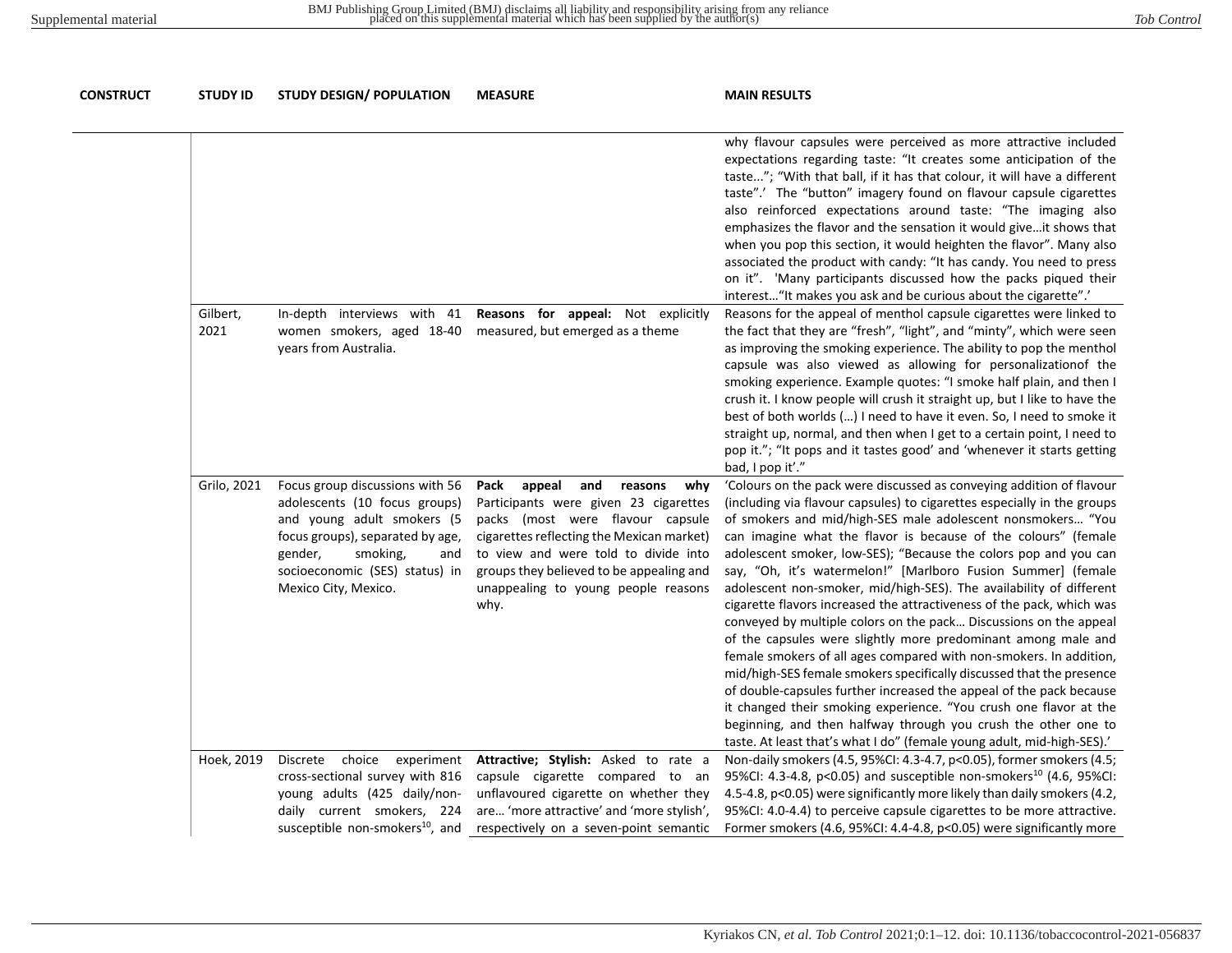| CONSTRUCT | STUDY ID | STUDY DESIGN/ POPULATION | MEASURE | MAIN RESULTS |
|---|---|---|---|---|
| | | | | why flavour capsules were perceived as more attractive included expectations regarding taste: "It creates some anticipation of the taste..."; "With that ball, if it has that colour, it will have a different taste".' The "button" imagery found on flavour capsule cigarettes also reinforced expectations around taste: "The imaging also emphasizes the flavor and the sensation it would give…it shows that when you pop this section, it would heighten the flavor". Many also associated the product with candy: "It has candy. You need to press on it". 'Many participants discussed how the packs piqued their interest…"It makes you ask and be curious about the cigarette".' |
| | Gilbert, 2021 | In-depth interviews with 41 women smokers, aged 18-40 years from Australia. | **Reasons for appeal:** Not explicitly measured, but emerged as a theme | Reasons for the appeal of menthol capsule cigarettes were linked to the fact that they are "fresh", "light", and "minty", which were seen as improving the smoking experience. The ability to pop the menthol capsule was also viewed as allowing for personalizationof the smoking experience. Example quotes: "I smoke half plain, and then I crush it. I know people will crush it straight up, but I like to have the best of both worlds (…) I need to have it even. So, I need to smoke it straight up, normal, and then when I get to a certain point, I need to pop it."; "It pops and it tastes good' and 'whenever it starts getting bad, I pop it'." |
| | Grilo, 2021 | Focus group discussions with 56 adolescents (10 focus groups) and young adult smokers (5 focus groups), separated by age, gender, smoking, and socioeconomic (SES) status) in Mexico City, Mexico. | **Pack appeal and reasons why** Participants were given 23 cigarettes packs (most were flavour capsule cigarettes reflecting the Mexican market) to view and were told to divide into groups they believed to be appealing and unappealing to young people reasons why. | 'Colours on the pack were discussed as conveying addition of flavour (including via flavour capsules) to cigarettes especially in the groups of smokers and mid/high-SES male adolescent nonsmokers… "You can imagine what the flavor is because of the colours" (female adolescent smoker, low-SES); "Because the colors pop and you can say, "Oh, it's watermelon!" [Marlboro Fusion Summer] (female adolescent non-smoker, mid/high-SES). The availability of different cigarette flavors increased the attractiveness of the pack, which was conveyed by multiple colors on the pack… Discussions on the appeal of the capsules were slightly more predominant among male and female smokers of all ages compared with non-smokers. In addition, mid/high-SES female smokers specifically discussed that the presence of double-capsules further increased the appeal of the pack because it changed their smoking experience. "You crush one flavor at the beginning, and then halfway through you crush the other one to taste. At least that's what I do" (female young adult, mid-high-SES).' |
| | Hoek, 2019 | Discrete choice experiment cross-sectional survey with 816 young adults (425 daily/non-daily current smokers, 224 susceptible non-smokers[10], and | **Attractive; Stylish:** Asked to rate a capsule cigarette compared to an unflavoured cigarette on whether they are… 'more attractive' and 'more stylish', respectively on a seven-point semantic | Non-daily smokers (4.5, 95%CI: 4.3-4.7, $p<0.05$), former smokers (4.5; 95%CI: 4.3-4.8, $p<0.05$) and susceptible non-smokers[10] (4.6, 95%CI: 4.5-4.8, $p<0.05$) were significantly more likely than daily smokers (4.2, 95%CI: 4.0-4.4) to perceive capsule cigarettes to be more attractive. Former smokers (4.6, 95%CI: 4.4-4.8, $p<0.05$) were significantly more |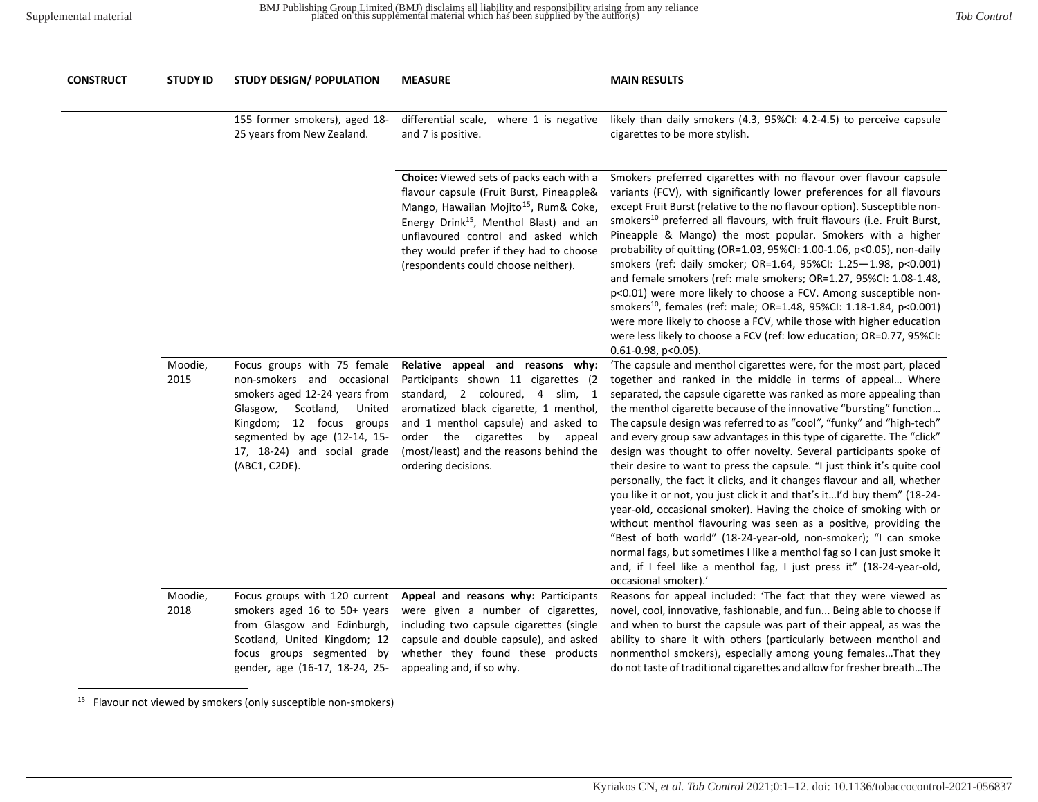| CONSTRUCT | STUDY ID | STUDY DESIGN/ POPULATION | MEASURE | MAIN RESULTS |
|---|---|---|---|---|
| | | 155 former smokers), aged 18-25 years from New Zealand. | differential scale, where 1 is negative and 7 is positive. | likely than daily smokers (4.3, 95%CI: 4.2-4.5) to perceive capsule cigarettes to be more stylish. |
| | | | **Choice:** Viewed sets of packs each with a flavour capsule (Fruit Burst, Pineapple& Mango, Hawaiian Mojito[15], Rum& Coke, Energy Drink[15], Menthol Blast) and an unflavoured control and asked which they would prefer if they had to choose (respondents could choose neither). | Smokers preferred cigarettes with no flavour over flavour capsule variants (FCV), with significantly lower preferences for all flavours except Fruit Burst (relative to the no flavour option). Susceptible non-smokers[10] preferred all flavours, with fruit flavours (i.e. Fruit Burst, Pineapple & Mango) the most popular. Smokers with a higher probability of quitting (OR=1.03, 95%CI: 1.00-1.06, $p<0.05$), non-daily smokers (ref: daily smoker; OR=1.64, 95%CI: 1.25—1.98, $p<0.001$) and female smokers (ref: male smokers; OR=1.27, 95%CI: 1.08-1.48, $p<0.01$) were more likely to choose a FCV. Among susceptible non-smokers[10], females (ref: male; OR=1.48, 95%CI: 1.18-1.84, $p<0.001$) were more likely to choose a FCV, while those with higher education were less likely to choose a FCV (ref: low education; OR=0.77, 95%CI: 0.61-0.98, $p<0.05$). |
| | Moodie, 2015 | Focus groups with 75 female non-smokers and occasional smokers aged 12-24 years from Glasgow, Scotland, United Kingdom; 12 focus groups segmented by age (12-14, 15-17, 18-24) and social grade (ABC1, C2DE). | **Relative appeal and reasons why:** Participants shown 11 cigarettes (2 standard, 2 coloured, 4 slim, 1 aromatized black cigarette, 1 menthol, and 1 menthol capsule) and asked to order the cigarettes by appeal (most/least) and the reasons behind the ordering decisions. | 'The capsule and menthol cigarettes were, for the most part, placed together and ranked in the middle in terms of appeal… Where separated, the capsule cigarette was ranked as more appealing than the menthol cigarette because of the innovative "bursting" function… The capsule design was referred to as "cool", "funky" and "high-tech" and every group saw advantages in this type of cigarette. The "click" design was thought to offer novelty. Several participants spoke of their desire to want to press the capsule. "I just think it's quite cool personally, the fact it clicks, and it changes flavour and all, whether you like it or not, you just click it and that's it…I'd buy them" (18-24-year-old, occasional smoker). Having the choice of smoking with or without menthol flavouring was seen as a positive, providing the "Best of both world" (18-24-year-old, non-smoker); "I can smoke normal fags, but sometimes I like a menthol fag so I can just smoke it and, if I feel like a menthol fag, I just press it" (18-24-year-old, occasional smoker).' |
| | Moodie, 2018 | Focus groups with 120 current smokers aged 16 to 50+ years from Glasgow and Edinburgh, Scotland, United Kingdom; 12 focus groups segmented by gender, age (16-17, 18-24, 25- | **Appeal and reasons why:** Participants were given a number of cigarettes, including two capsule cigarettes (single capsule and double capsule), and asked whether they found these products appealing and, if so why. | Reasons for appeal included: 'The fact that they were viewed as novel, cool, innovative, fashionable, and fun... Being able to choose if and when to burst the capsule was part of their appeal, as was the ability to share it with others (particularly between menthol and nonmenthol smokers), especially among young females…That they do not taste of traditional cigarettes and allow for fresher breath…The |

[15] Flavour not viewed by smokers (only susceptible non-smokers)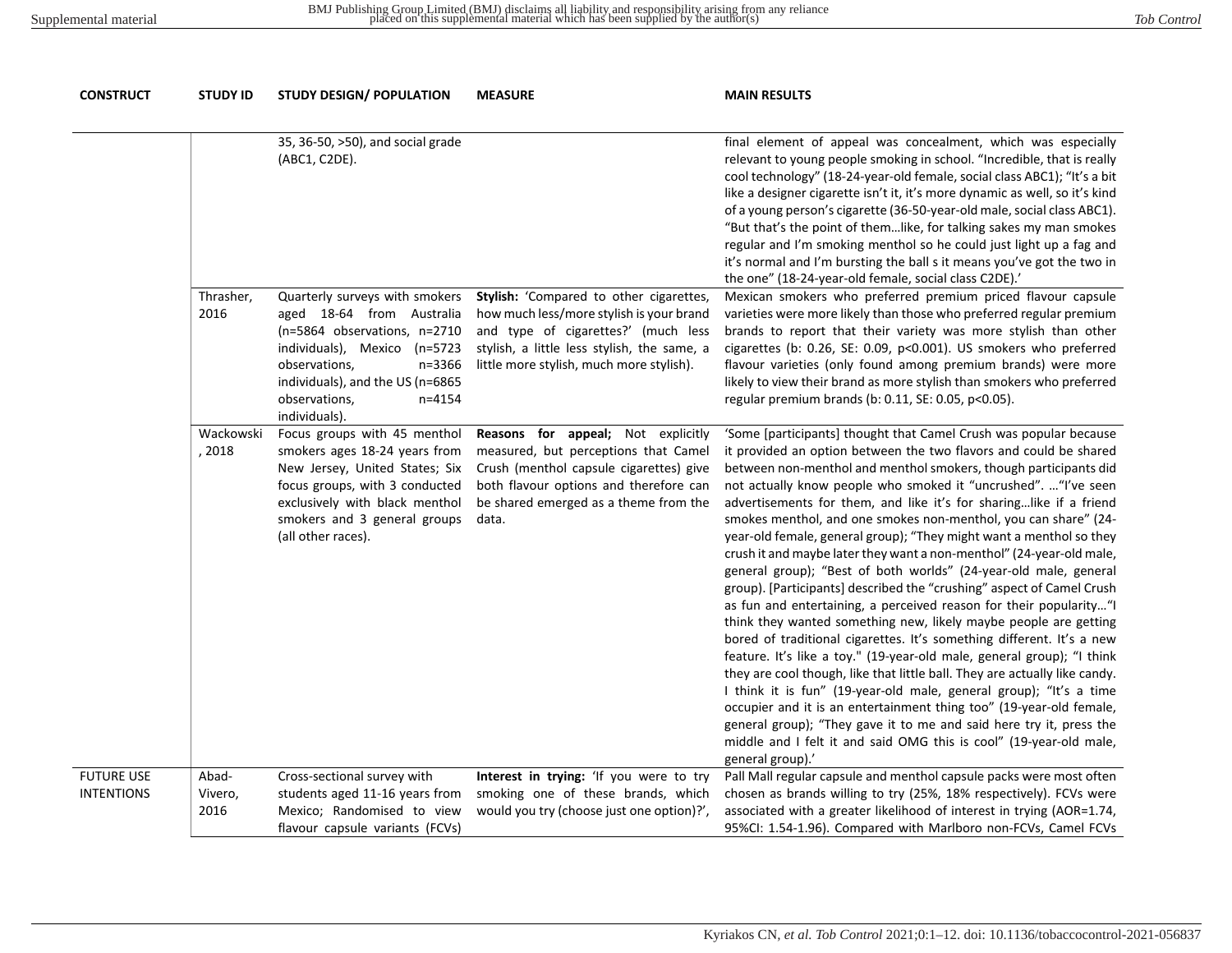| CONSTRUCT | STUDY ID | STUDY DESIGN/ POPULATION | MEASURE | MAIN RESULTS |
|---|---|---|---|---|
| | | 35, 36-50, >50), and social grade (ABC1, C2DE). | | final element of appeal was concealment, which was especially relevant to young people smoking in school. "Incredible, that is really cool technology" (18-24-year-old female, social class ABC1); "It's a bit like a designer cigarette isn't it, it's more dynamic as well, so it's kind of a young person's cigarette (36-50-year-old male, social class ABC1). "But that's the point of them…like, for talking sakes my man smokes regular and I'm smoking menthol so he could just light up a fag and it's normal and I'm bursting the ball s it means you've got the two in the one" (18-24-year-old female, social class C2DE).' |
| | Thrasher, 2016 | Quarterly surveys with smokers aged 18-64 from Australia (n=5864 observations, n=2710 individuals), Mexico (n=5723 observations, n=3366 individuals), and the US (n=6865 observations, n=4154 individuals). | **Stylish:** 'Compared to other cigarettes, how much less/more stylish is your brand and type of cigarettes?' (much less stylish, a little less stylish, the same, a little more stylish, much more stylish). | Mexican smokers who preferred premium priced flavour capsule varieties were more likely than those who preferred regular premium brands to report that their variety was more stylish than other cigarettes (b: 0.26, SE: 0.09, p<0.001). US smokers who preferred flavour varieties (only found among premium brands) were more likely to view their brand as more stylish than smokers who preferred regular premium brands (b: 0.11, SE: 0.05, p<0.05). |
| | Wackowski, 2018 | Focus groups with 45 menthol smokers ages 18-24 years from New Jersey, United States; Six focus groups, with 3 conducted exclusively with black menthol smokers and 3 general groups (all other races). | **Reasons for appeal;** Not explicitly measured, but perceptions that Camel Crush (menthol capsule cigarettes) give both flavour options and therefore can be shared emerged as a theme from the data. | 'Some [participants] thought that Camel Crush was popular because it provided an option between the two flavors and could be shared between non-menthol and menthol smokers, though participants did not actually know people who smoked it "uncrushed". …"I've seen advertisements for them, and like it's for sharing…like if a friend smokes menthol, and one smokes non-menthol, you can share" (24-year-old female, general group); "They might want a menthol so they crush it and maybe later they want a non-menthol" (24-year-old male, general group); "Best of both worlds" (24-year-old male, general group). [Participants] described the "crushing" aspect of Camel Crush as fun and entertaining, a perceived reason for their popularity…"I think they wanted something new, likely maybe people are getting bored of traditional cigarettes. It's something different. It's a new feature. It's like a toy." (19-year-old male, general group); "I think they are cool though, like that little ball. They are actually like candy. I think it is fun" (19-year-old male, general group); "It's a time occupier and it is an entertainment thing too" (19-year-old female, general group); "They gave it to me and said here try it, press the middle and I felt it and said OMG this is cool" (19-year-old male, general group).' |
| FUTURE USE INTENTIONS | Abad-Vivero, 2016 | Cross-sectional survey with students aged 11-16 years from Mexico; Randomised to view flavour capsule variants (FCVs) | **Interest in trying:** 'If you were to try smoking one of these brands, which would you try (choose just one option)?', | Pall Mall regular capsule and menthol capsule packs were most often chosen as brands willing to try (25%, 18% respectively). FCVs were associated with a greater likelihood of interest in trying (AOR=1.74, 95%CI: 1.54-1.96). Compared with Marlboro non-FCVs, Camel FCVs |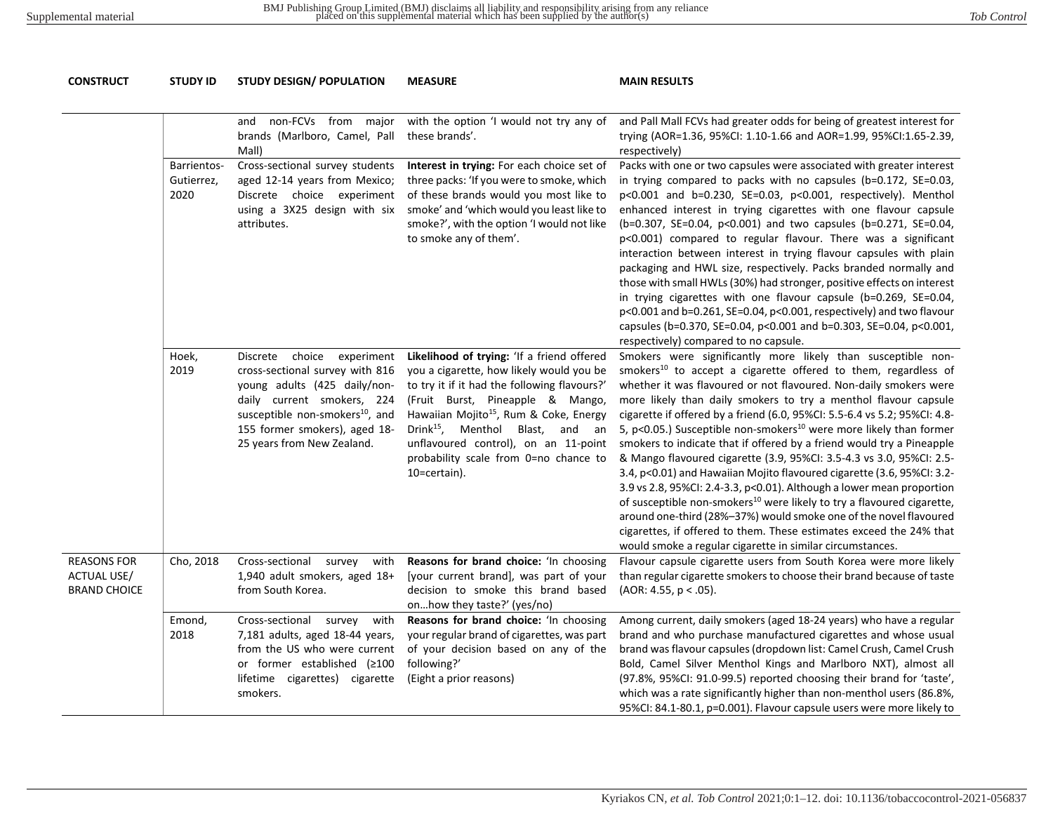| CONSTRUCT | STUDY ID | STUDY DESIGN/ POPULATION | MEASURE | MAIN RESULTS |
|---|---|---|---|---|
| | | and non-FCVs from major brands (Marlboro, Camel, Pall Mall) | with the option 'I would not try any of these brands'. | and Pall Mall FCVs had greater odds for being of greatest interest for trying (AOR=1.36, 95%CI: 1.10-1.66 and AOR=1.99, 95%CI:1.65-2.39, respectively) |
| | Barrientos-Gutierrez, 2020 | Cross-sectional survey students aged 12-14 years from Mexico; Discrete choice experiment using a 3X25 design with six attributes. | **Interest in trying:** For each choice set of three packs: 'If you were to smoke, which of these brands would you most like to smoke' and 'which would you least like to smoke?', with the option 'I would not like to smoke any of them'. | Packs with one or two capsules were associated with greater interest in trying compared to packs with no capsules (b=0.172, SE=0.03, p<0.001 and b=0.230, SE=0.03, p<0.001, respectively). Menthol enhanced interest in trying cigarettes with one flavour capsule (b=0.307, SE=0.04, p<0.001) and two capsules (b=0.271, SE=0.04, p<0.001) compared to regular flavour. There was a significant interaction between interest in trying flavour capsules with plain packaging and HWL size, respectively. Packs branded normally and those with small HWLs (30%) had stronger, positive effects on interest in trying cigarettes with one flavour capsule (b=0.269, SE=0.04, p<0.001 and b=0.261, SE=0.04, p<0.001, respectively) and two flavour capsules (b=0.370, SE=0.04, p<0.001 and b=0.303, SE=0.04, p<0.001, respectively) compared to no capsule. |
| | Hoek, 2019 | Discrete choice experiment cross-sectional survey with 816 young adults (425 daily/non-daily current smokers, 224 susceptible non-smokers[10], and 155 former smokers), aged 18-25 years from New Zealand. | **Likelihood of trying:** 'If a friend offered you a cigarette, how likely would you be to try it if it had the following flavours?' (Fruit Burst, Pineapple & Mango, Hawaiian Mojito[15], Rum & Coke, Energy Drink[15], Menthol Blast, and an unflavoured control), on an 11-point probability scale from 0=no chance to 10=certain). | Smokers were significantly more likely than susceptible non-smokers[10] to accept a cigarette offered to them, regardless of whether it was flavoured or not flavoured. Non-daily smokers were more likely than daily smokers to try a menthol flavour capsule cigarette if offered by a friend (6.0, 95%CI: 5.5-6.4 vs 5.2; 95%CI: 4.8-5, p<0.05.) Susceptible non-smokers[10] were more likely than former smokers to indicate that if offered by a friend would try a Pineapple & Mango flavoured cigarette (3.9, 95%CI: 3.5-4.3 vs 3.0, 95%CI: 2.5-3.4, p<0.01) and Hawaiian Mojito flavoured cigarette (3.6, 95%CI: 3.2-3.9 vs 2.8, 95%CI: 2.4-3.3, p<0.01). Although a lower mean proportion of susceptible non-smokers[10] were likely to try a flavoured cigarette, around one-third (28%–37%) would smoke one of the novel flavoured cigarettes, if offered to them. These estimates exceed the 24% that would smoke a regular cigarette in similar circumstances. |
| REASONS FOR ACTUAL USE/ BRAND CHOICE | Cho, 2018 | Cross-sectional survey with 1,940 adult smokers, aged 18+ from South Korea. | **Reasons for brand choice:** 'In choosing [your current brand], was part of your decision to smoke this brand based on…how they taste?' (yes/no) | Flavour capsule cigarette users from South Korea were more likely than regular cigarette smokers to choose their brand because of taste (AOR: 4.55, p < .05). |
| | Emond, 2018 | Cross-sectional survey with 7,181 adults, aged 18-44 years, from the US who were current or former established (≥100 lifetime cigarettes) cigarette smokers. | **Reasons for brand choice:** 'In choosing your regular brand of cigarettes, was part of your decision based on any of the following?' (Eight a prior reasons) | Among current, daily smokers (aged 18-24 years) who have a regular brand and who purchase manufactured cigarettes and whose usual brand was flavour capsules (dropdown list: Camel Crush, Camel Crush Bold, Camel Silver Menthol Kings and Marlboro NXT), almost all (97.8%, 95%CI: 91.0-99.5) reported choosing their brand for 'taste', which was a rate significantly higher than non-menthol users (86.8%, 95%CI: 84.1-80.1, p=0.001). Flavour capsule users were more likely to |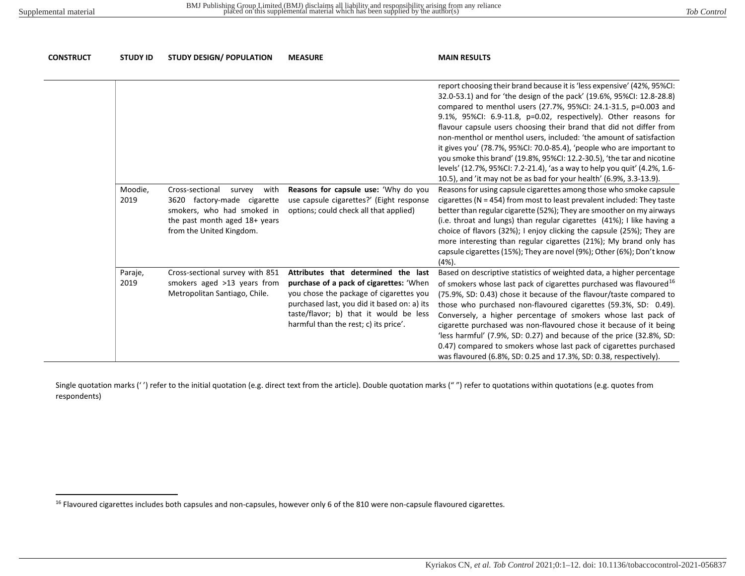| CONSTRUCT | STUDY ID | STUDY DESIGN/ POPULATION | MEASURE | MAIN RESULTS |
|---|---|---|---|---|
| | | | | report choosing their brand because it is 'less expensive' (42%, 95%CI: 32.0-53.1) and for 'the design of the pack' (19.6%, 95%CI: 12.8-28.8) compared to menthol users (27.7%, 95%CI: 24.1-31.5, p=0.003 and 9.1%, 95%CI: 6.9-11.8, p=0.02, respectively). Other reasons for flavour capsule users choosing their brand that did not differ from non-menthol or menthol users, included: 'the amount of satisfaction it gives you' (78.7%, 95%CI: 70.0-85.4), 'people who are important to you smoke this brand' (19.8%, 95%CI: 12.2-30.5), 'the tar and nicotine levels' (12.7%, 95%CI: 7.2-21.4), 'as a way to help you quit' (4.2%, 1.6-10.5), and 'it may not be as bad for your health' (6.9%, 3.3-13.9). |
| | Moodie, 2019 | Cross-sectional survey with 3620 factory-made cigarette smokers, who had smoked in the past month aged 18+ years from the United Kingdom. | **Reasons for capsule use:** 'Why do you use capsule cigarettes?' (Eight response options; could check all that applied) | Reasons for using capsule cigarettes among those who smoke capsule cigarettes (N = 454) from most to least prevalent included: They taste better than regular cigarette (52%); They are smoother on my airways (i.e. throat and lungs) than regular cigarettes (41%); I like having a choice of flavors (32%); I enjoy clicking the capsule (25%); They are more interesting than regular cigarettes (21%); My brand only has capsule cigarettes (15%); They are novel (9%); Other (6%); Don't know (4%). |
| | Paraje, 2019 | Cross-sectional survey with 851 smokers aged >13 years from Metropolitan Santiago, Chile. | **Attributes that determined the last purchase of a pack of cigarettes:** 'When you chose the package of cigarettes you purchased last, you did it based on: a) its taste/flavor; b) that it would be less harmful than the rest; c) its price'. | Based on descriptive statistics of weighted data, a higher percentage of smokers whose last pack of cigarettes purchased was flavoured[16] (75.9%, SD: 0.43) chose it because of the flavour/taste compared to those who purchased non-flavoured cigarettes (59.3%, SD: 0.49). Conversely, a higher percentage of smokers whose last pack of cigarette purchased was non-flavoured chose it because of it being 'less harmful' (7.9%, SD: 0.27) and because of the price (32.8%, SD: 0.47) compared to smokers whose last pack of cigarettes purchased was flavoured (6.8%, SD: 0.25 and 17.3%, SD: 0.38, respectively). |

Single quotation marks (' ') refer to the initial quotation (e.g. direct text from the article). Double quotation marks (" ") refer to quotations within quotations (e.g. quotes from respondents)

[16] Flavoured cigarettes includes both capsules and non-capsules, however only 6 of the 810 were non-capsule flavoured cigarettes.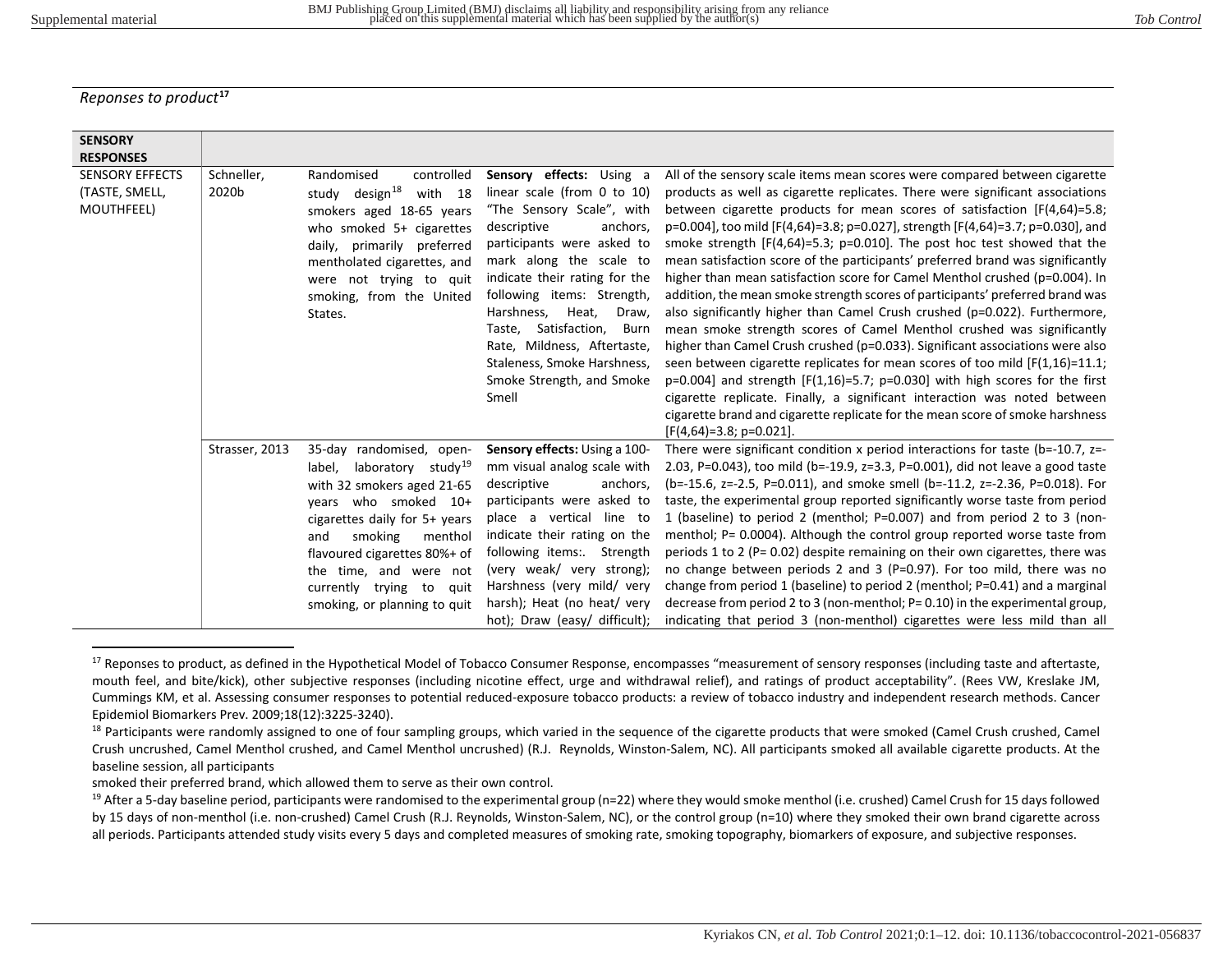*Reponses to product*[17]

| SENSORY RESPONSES | | | | |
|---|---|---|---|---|
| SENSORY EFFECTS (TASTE, SMELL, MOUTHFEEL) | Schneller, 2020b | Randomised controlled study design[18] with 18 smokers aged 18-65 years who smoked 5+ cigarettes daily, primarily preferred mentholated cigarettes, and were not trying to quit smoking, from the United States. | **Sensory effects:** Using a linear scale (from 0 to 10) "The Sensory Scale", with descriptive anchors, participants were asked to mark along the scale to indicate their rating for the following items: Strength, Harshness, Heat, Draw, Taste, Satisfaction, Burn Rate, Mildness, Aftertaste, Staleness, Smoke Harshness, Smoke Strength, and Smoke Smell | All of the sensory scale items mean scores were compared between cigarette products as well as cigarette replicates. There were significant associations between cigarette products for mean scores of satisfaction [$F(4,64)=5.8$; $p=0.004$], too mild [$F(4,64)=3.8$; $p=0.027$], strength [$F(4,64)=3.7$; $p=0.030$], and smoke strength [$F(4,64)=5.3$; $p=0.010$]. The post hoc test showed that the mean satisfaction score of the participants' preferred brand was significantly higher than mean satisfaction score for Camel Menthol crushed ($p=0.004$). In addition, the mean smoke strength scores of participants' preferred brand was also significantly higher than Camel Crush crushed ($p=0.022$). Furthermore, mean smoke strength scores of Camel Menthol crushed was significantly higher than Camel Crush crushed ($p=0.033$). Significant associations were also seen between cigarette replicates for mean scores of too mild [$F(1,16)=11.1$; $p=0.004$] and strength [$F(1,16)=5.7$; $p=0.030$] with high scores for the first cigarette replicate. Finally, a significant interaction was noted between cigarette brand and cigarette replicate for the mean score of smoke harshness [$F(4,64)=3.8$; $p=0.021$]. |
| | Strasser, 2013 | 35-day randomised, open-label, laboratory study[19] with 32 smokers aged 21-65 years who smoked 10+ cigarettes daily for 5+ years and smoking menthol flavoured cigarettes 80%+ of the time, and were not currently trying to quit smoking, or planning to quit | **Sensory effects:** Using a 100-mm visual analog scale with descriptive anchors, participants were asked to place a vertical line to indicate their rating on the following items:. Strength (very weak/ very strong); Harshness (very mild/ very harsh); Heat (no heat/ very hot); Draw (easy/ difficult); | There were significant condition x period interactions for taste ($b=-10.7$, $z=-2.03$, $P=0.043$), too mild ($b=-19.9$, $z=3.3$, $P=0.001$), did not leave a good taste ($b=-15.6$, $z=-2.5$, $P=0.011$), and smoke smell ($b=-11.2$, $z=-2.36$, $P=0.018$). For taste, the experimental group reported significantly worse taste from period 1 (baseline) to period 2 (menthol; $P=0.007$) and from period 2 to 3 (non-menthol; $P= 0.0004$). Although the control group reported worse taste from periods 1 to 2 ($P= 0.02$) despite remaining on their own cigarettes, there was no change between periods 2 and 3 ($P=0.97$). For too mild, there was no change from period 1 (baseline) to period 2 (menthol; $P=0.41$) and a marginal decrease from period 2 to 3 (non-menthol; $P= 0.10$) in the experimental group, indicating that period 3 (non-menthol) cigarettes were less mild than all |

[17] Reponses to product, as defined in the Hypothetical Model of Tobacco Consumer Response, encompasses "measurement of sensory responses (including taste and aftertaste, mouth feel, and bite/kick), other subjective responses (including nicotine effect, urge and withdrawal relief), and ratings of product acceptability". (Rees VW, Kreslake JM, Cummings KM, et al. Assessing consumer responses to potential reduced-exposure tobacco products: a review of tobacco industry and independent research methods. Cancer Epidemiol Biomarkers Prev. 2009;18(12):3225-3240).

[18] Participants were randomly assigned to one of four sampling groups, which varied in the sequence of the cigarette products that were smoked (Camel Crush crushed, Camel Crush uncrushed, Camel Menthol crushed, and Camel Menthol uncrushed) (R.J. Reynolds, Winston-Salem, NC). All participants smoked all available cigarette products. At the baseline session, all participants
smoked their preferred brand, which allowed them to serve as their own control.

[19] After a 5-day baseline period, participants were randomised to the experimental group (n=22) where they would smoke menthol (i.e. crushed) Camel Crush for 15 days followed by 15 days of non-menthol (i.e. non-crushed) Camel Crush (R.J. Reynolds, Winston-Salem, NC), or the control group (n=10) where they smoked their own brand cigarette across all periods. Participants attended study visits every 5 days and completed measures of smoking rate, smoking topography, biomarkers of exposure, and subjective responses.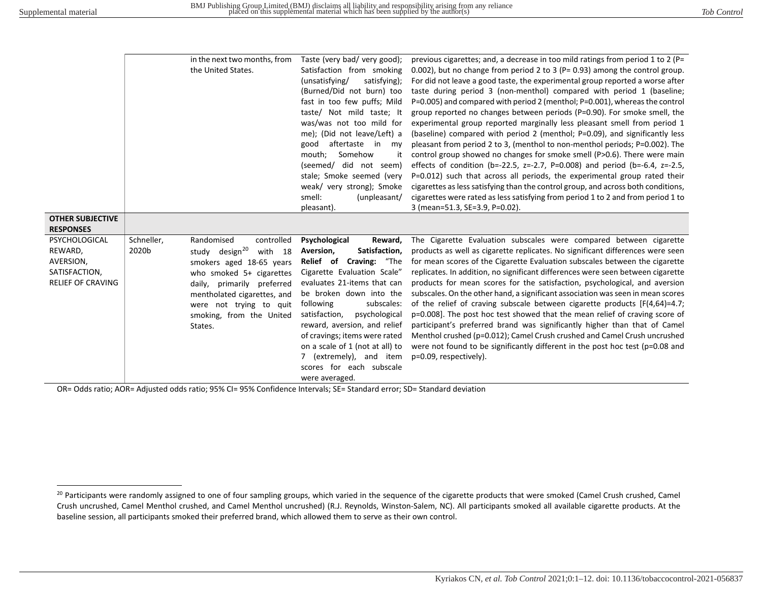| | | | | |
|---|---|---|---|---|
| | | in the next two months, from the United States. | Taste (very bad/ very good); Satisfaction from smoking (unsatisfying/ satisfying); (Burned/Did not burn) too fast in too few puffs; Mild taste/ Not mild taste; It was/was not too mild for me); (Did not leave/Left) a good aftertaste in my mouth; Somehow it (seemed/ did not seem) stale; Smoke seemed (very weak/ very strong); Smoke smell: (unpleasant/ pleasant). | previous cigarettes; and, a decrease in too mild ratings from period 1 to 2 (P= 0.002), but no change from period 2 to 3 (P= 0.93) among the control group. For did not leave a good taste, the experimental group reported a worse after taste during period 3 (non-menthol) compared with period 1 (baseline; P=0.005) and compared with period 2 (menthol; P=0.001), whereas the control group reported no changes between periods (P=0.90). For smoke smell, the experimental group reported marginally less pleasant smell from period 1 (baseline) compared with period 2 (menthol; P=0.09), and significantly less pleasant from period 2 to 3, (menthol to non-menthol periods; P=0.002). The control group showed no changes for smoke smell (P>0.6). There were main effects of condition (b=-22.5, z=-2.7, P=0.008) and period (b=-6.4, z=-2.5, P=0.012) such that across all periods, the experimental group rated their cigarettes as less satisfying than the control group, and across both conditions, cigarettes were rated as less satisfying from period 1 to 2 and from period 1 to 3 (mean=51.3, SE=3.9, P=0.02). |
| **OTHER SUBJECTIVE RESPONSES** | | | | |
| PSYCHOLOGICAL REWARD, AVERSION, SATISFACTION, RELIEF OF CRAVING | Schneller, 2020b | Randomised controlled study design[20] with 18 smokers aged 18-65 years who smoked 5+ cigarettes daily, primarily preferred mentholated cigarettes, and were not trying to quit smoking, from the United States. | **Psychological Reward, Aversion, Satisfaction, Relief of Craving:** "The Cigarette Evaluation Scale" evaluates 21-items that can be broken down into the following subscales: satisfaction, psychological reward, aversion, and relief of cravings; items were rated on a scale of 1 (not at all) to 7 (extremely), and item scores for each subscale were averaged. | The Cigarette Evaluation subscales were compared between cigarette products as well as cigarette replicates. No significant differences were seen for mean scores of the Cigarette Evaluation subscales between the cigarette replicates. In addition, no significant differences were seen between cigarette products for mean scores for the satisfaction, psychological, and aversion subscales. On the other hand, a significant association was seen in mean scores of the relief of craving subscale between cigarette products [F(4,64)=4.7; p=0.008]. The post hoc test showed that the mean relief of craving score of participant's preferred brand was significantly higher than that of Camel Menthol crushed (p=0.012); Camel Crush crushed and Camel Crush uncrushed were not found to be significantly different in the post hoc test (p=0.08 and p=0.09, respectively). |

OR= Odds ratio; AOR= Adjusted odds ratio; 95% CI= 95% Confidence Intervals; SE= Standard error; SD= Standard deviation

[20] Participants were randomly assigned to one of four sampling groups, which varied in the sequence of the cigarette products that were smoked (Camel Crush crushed, Camel Crush uncrushed, Camel Menthol crushed, and Camel Menthol uncrushed) (R.J. Reynolds, Winston-Salem, NC). All participants smoked all available cigarette products. At the baseline session, all participants smoked their preferred brand, which allowed them to serve as their own control.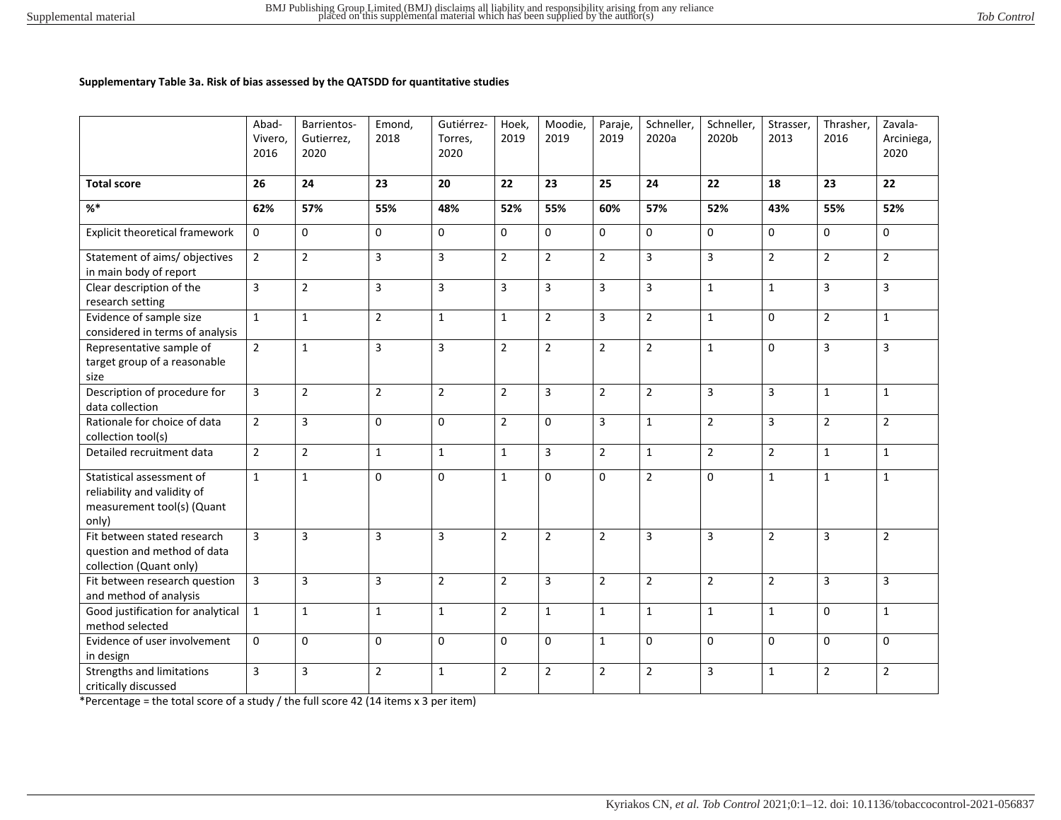**Supplementary Table 3a. Risk of bias assessed by the QATSDD for quantitative studies**

| | Abad-Vivero, 2016 | Barrientos-Gutierrez, 2020 | Emond, 2018 | Gutiérrez-Torres, 2020 | Hoek, 2019 | Moodie, 2019 | Paraje, 2019 | Schneller, 2020a | Schneller, 2020b | Strasser, 2013 | Thrasher, 2016 | Zavala-Arciniega, 2020 |
|---|---|---|---|---|---|---|---|---|---|---|---|---|
| **Total score** | **26** | **24** | **23** | **20** | **22** | **23** | **25** | **24** | **22** | **18** | **23** | **22** |
| **%*** | **62%** | **57%** | **55%** | **48%** | **52%** | **55%** | **60%** | **57%** | **52%** | **43%** | **55%** | **52%** |
| Explicit theoretical framework | 0 | 0 | 0 | 0 | 0 | 0 | 0 | 0 | 0 | 0 | 0 | 0 |
| Statement of aims/ objectives in main body of report | 2 | 2 | 3 | 3 | 2 | 2 | 2 | 3 | 3 | 2 | 2 | 2 |
| Clear description of the research setting | 3 | 2 | 3 | 3 | 3 | 3 | 3 | 3 | 1 | 1 | 3 | 3 |
| Evidence of sample size considered in terms of analysis | 1 | 1 | 2 | 1 | 1 | 2 | 3 | 2 | 1 | 0 | 2 | 1 |
| Representative sample of target group of a reasonable size | 2 | 1 | 3 | 3 | 2 | 2 | 2 | 2 | 1 | 0 | 3 | 3 |
| Description of procedure for data collection | 3 | 2 | 2 | 2 | 2 | 3 | 2 | 2 | 3 | 3 | 1 | 1 |
| Rationale for choice of data collection tool(s) | 2 | 3 | 0 | 0 | 2 | 0 | 3 | 1 | 2 | 3 | 2 | 2 |
| Detailed recruitment data | 2 | 2 | 1 | 1 | 1 | 3 | 2 | 1 | 2 | 2 | 1 | 1 |
| Statistical assessment of reliability and validity of measurement tool(s) (Quant only) | 1 | 1 | 0 | 0 | 1 | 0 | 0 | 2 | 0 | 1 | 1 | 1 |
| Fit between stated research question and method of data collection (Quant only) | 3 | 3 | 3 | 3 | 2 | 2 | 2 | 3 | 3 | 2 | 3 | 2 |
| Fit between research question and method of analysis | 3 | 3 | 3 | 2 | 2 | 3 | 2 | 2 | 2 | 2 | 3 | 3 |
| Good justification for analytical method selected | 1 | 1 | 1 | 1 | 2 | 1 | 1 | 1 | 1 | 1 | 0 | 1 |
| Evidence of user involvement in design | 0 | 0 | 0 | 0 | 0 | 0 | 1 | 0 | 0 | 0 | 0 | 0 |
| Strengths and limitations critically discussed | 3 | 3 | 2 | 1 | 2 | 2 | 2 | 2 | 3 | 1 | 2 | 2 |

*Percentage = the total score of a study / the full score 42 (14 items x 3 per item)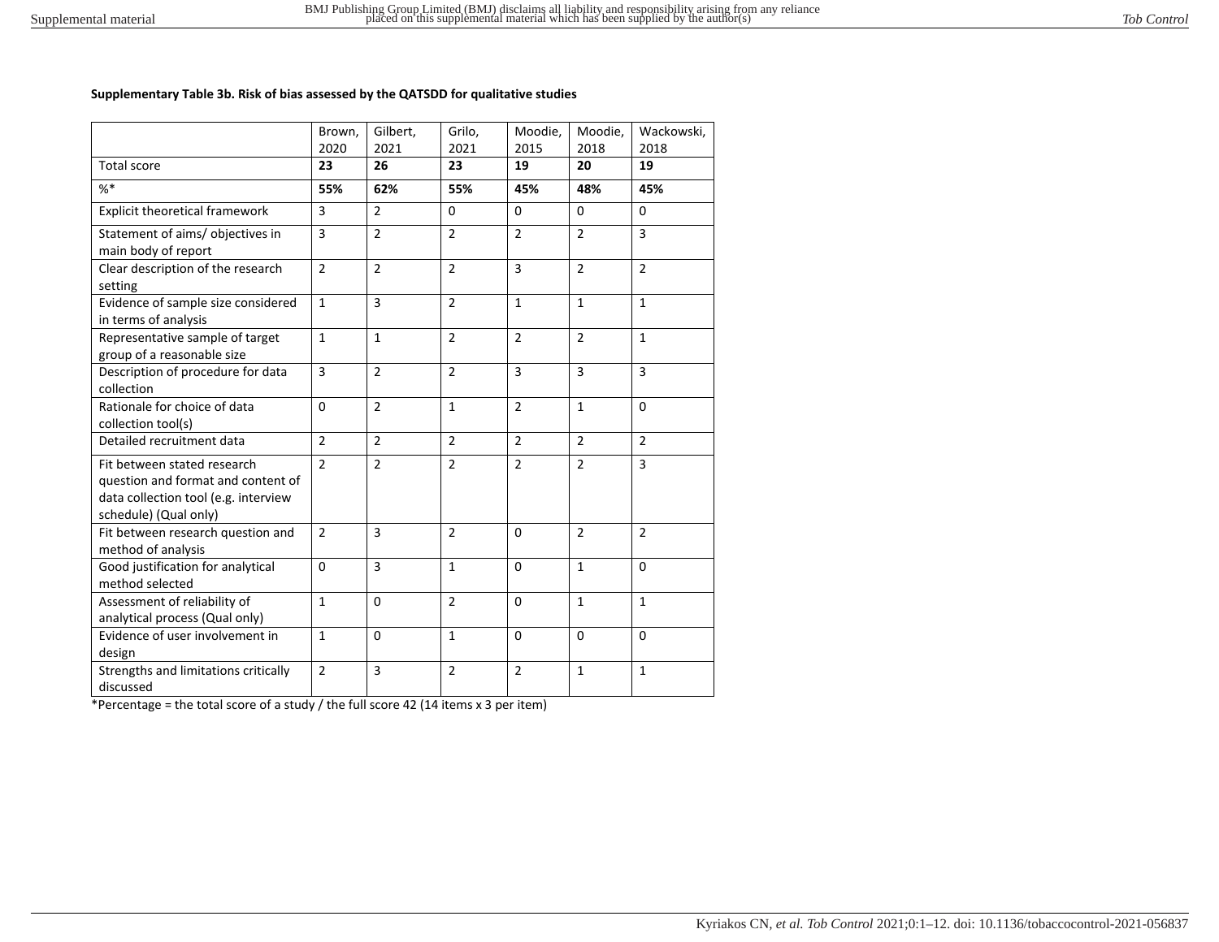**Supplementary Table 3b. Risk of bias assessed by the QATSDD for qualitative studies**

| | Brown, 2020 | Gilbert, 2021 | Grilo, 2021 | Moodie, 2015 | Moodie, 2018 | Wackowski, 2018 |
|---|---|---|---|---|---|---|
| Total score | **23** | **26** | **23** | **19** | **20** | **19** |
| %* | **55%** | **62%** | **55%** | **45%** | **48%** | **45%** |
| Explicit theoretical framework | 3 | 2 | 0 | 0 | 0 | 0 |
| Statement of aims/ objectives in main body of report | 3 | 2 | 2 | 2 | 2 | 3 |
| Clear description of the research setting | 2 | 2 | 2 | 3 | 2 | 2 |
| Evidence of sample size considered in terms of analysis | 1 | 3 | 2 | 1 | 1 | 1 |
| Representative sample of target group of a reasonable size | 1 | 1 | 2 | 2 | 2 | 1 |
| Description of procedure for data collection | 3 | 2 | 2 | 3 | 3 | 3 |
| Rationale for choice of data collection tool(s) | 0 | 2 | 1 | 2 | 1 | 0 |
| Detailed recruitment data | 2 | 2 | 2 | 2 | 2 | 2 |
| Fit between stated research question and format and content of data collection tool (e.g. interview schedule) (Qual only) | 2 | 2 | 2 | 2 | 2 | 3 |
| Fit between research question and method of analysis | 2 | 3 | 2 | 0 | 2 | 2 |
| Good justification for analytical method selected | 0 | 3 | 1 | 0 | 1 | 0 |
| Assessment of reliability of analytical process (Qual only) | 1 | 0 | 2 | 0 | 1 | 1 |
| Evidence of user involvement in design | 1 | 0 | 1 | 0 | 0 | 0 |
| Strengths and limitations critically discussed | 2 | 3 | 2 | 2 | 1 | 1 |

*Percentage = the total score of a study / the full score 42 (14 items x 3 per item)